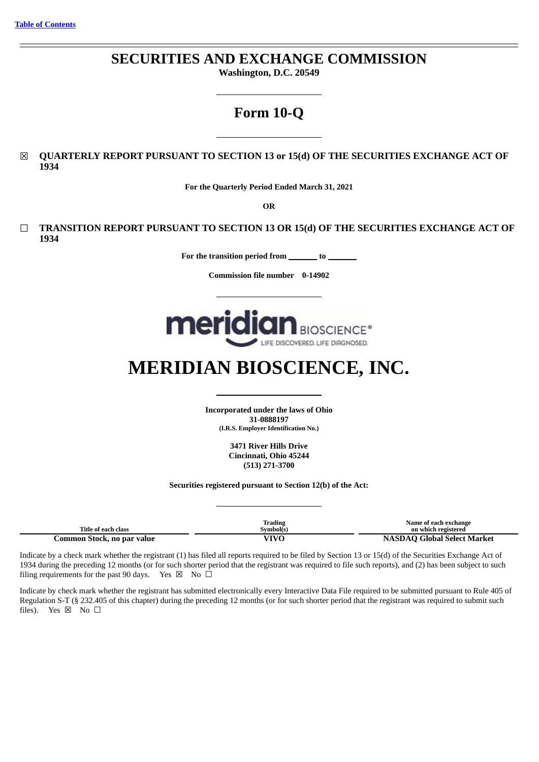[Table of Contents]

# SECURITIES AND EXCHANGE COMMISSION

**Washington, D.C. 20549**

## Form 10-Q

☒ **QUARTERLY REPORT PURSUANT TO SECTION 13 or 15(d) OF THE SECURITIES EXCHANGE ACT OF 1934**

**For the Quarterly Period Ended March 31, 2021**

**OR**

☐ **TRANSITION REPORT PURSUANT TO SECTION 13 OR 15(d) OF THE SECURITIES EXCHANGE ACT OF 1934**

**For the transition period from \_\_\_\_\_\_ to \_\_\_\_\_\_**

**Commission file number 0-14902**

# MERIDIAN BIOSCIENCE, INC.

**Incorporated under the laws of Ohio**
**31-0888197**
**(I.R.S. Employer Identification No.)**

**3471 River Hills Drive**
**Cincinnati, Ohio 45244**
**(513) 271-3700**

**Securities registered pursuant to Section 12(b) of the Act:**

| Title of each class | Trading Symbol(s) | Name of each exchange on which registered |
|---|---|---|
| **Common Stock, no par value** | **VIVO** | **NASDAQ Global Select Market** |

Indicate by a check mark whether the registrant (1) has filed all reports required to be filed by Section 13 or 15(d) of the Securities Exchange Act of 1934 during the preceding 12 months (or for such shorter period that the registrant was required to file such reports), and (2) has been subject to such filing requirements for the past 90 days. Yes ☒ No ☐

Indicate by check mark whether the registrant has submitted electronically every Interactive Data File required to be submitted pursuant to Rule 405 of Regulation S-T (§ 232.405 of this chapter) during the preceding 12 months (or for such shorter period that the registrant was required to submit such files). Yes ☒ No ☐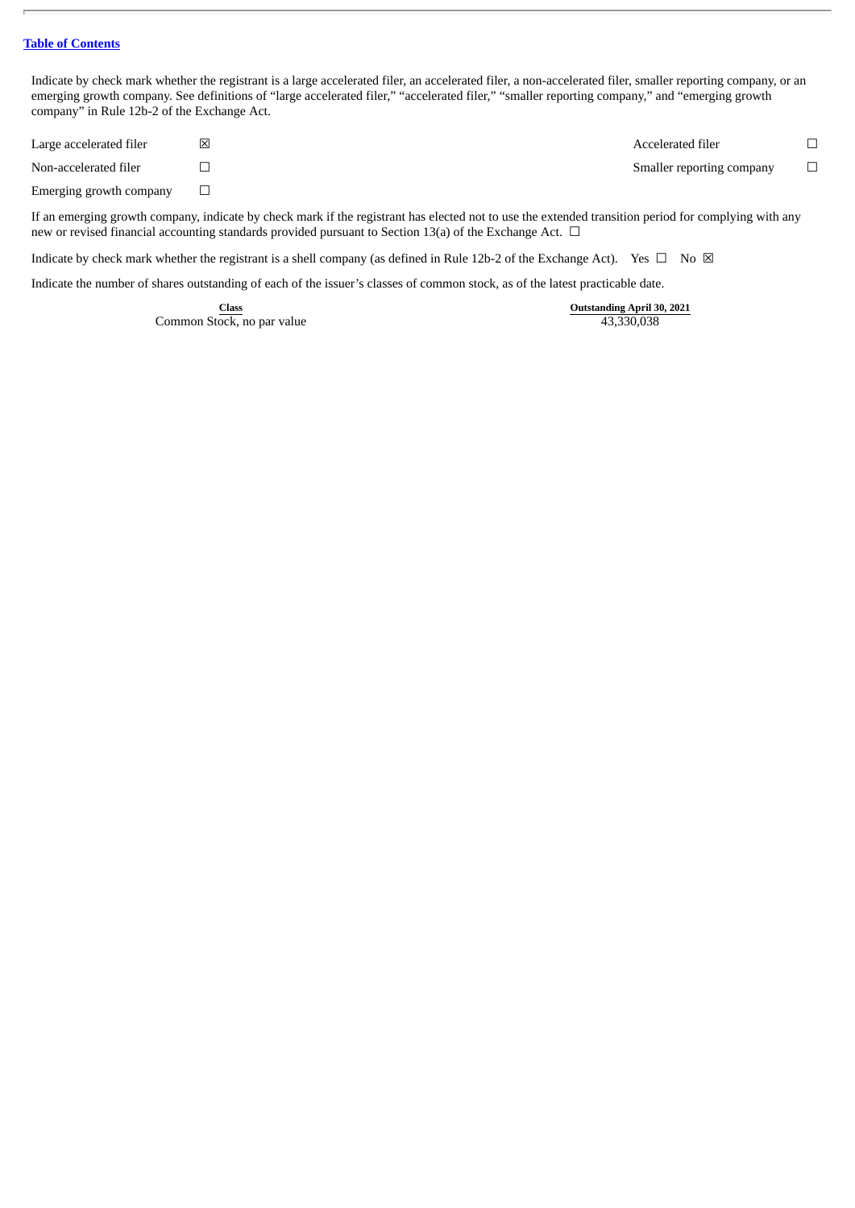[Table of Contents](#)

Indicate by check mark whether the registrant is a large accelerated filer, an accelerated filer, a non-accelerated filer, smaller reporting company, or an emerging growth company. See definitions of “large accelerated filer,” “accelerated filer,” “smaller reporting company,” and “emerging growth company” in Rule 12b-2 of the Exchange Act.

| | | | |
|---|---|---|---|
| Large accelerated filer | ☒ | Accelerated filer | ☐ |
| Non-accelerated filer | ☐ | Smaller reporting company | ☐ |
| Emerging growth company | ☐ | | |

If an emerging growth company, indicate by check mark if the registrant has elected not to use the extended transition period for complying with any new or revised financial accounting standards provided pursuant to Section 13(a) of the Exchange Act. ☐

Indicate by check mark whether the registrant is a shell company (as defined in Rule 12b-2 of the Exchange Act). Yes ☐ No ☒

Indicate the number of shares outstanding of each of the issuer’s classes of common stock, as of the latest practicable date.

| Class | Outstanding April 30, 2021 |
|---|---|
| Common Stock, no par value | 43,330,038 |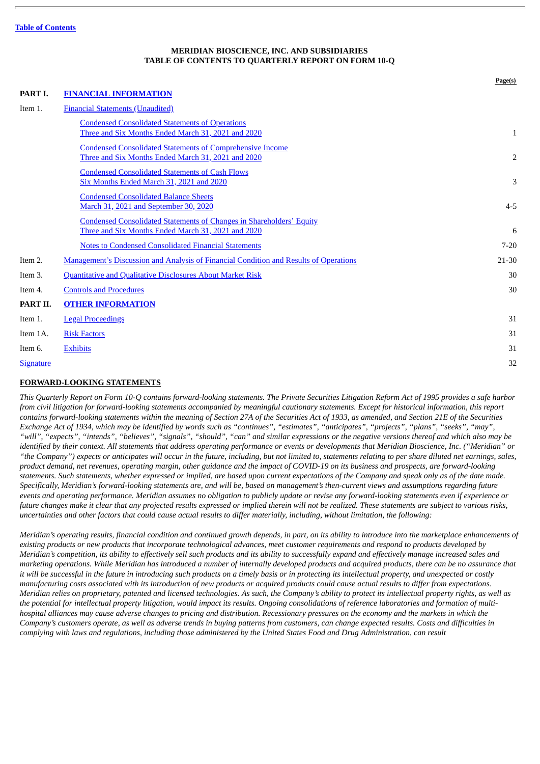[Table of Contents](#)

**MERIDIAN BIOSCIENCE, INC. AND SUBSIDIARIES**
**TABLE OF CONTENTS TO QUARTERLY REPORT ON FORM 10-Q**

| | | Page(s) |
|---|---|---|
| **PART I.** | **FINANCIAL INFORMATION** | |
| Item 1. | Financial Statements (Unaudited) | |
| | Condensed Consolidated Statements of Operations<br>Three and Six Months Ended March 31, 2021 and 2020 | 1 |
| | Condensed Consolidated Statements of Comprehensive Income<br>Three and Six Months Ended March 31, 2021 and 2020 | 2 |
| | Condensed Consolidated Statements of Cash Flows<br>Six Months Ended March 31, 2021 and 2020 | 3 |
| | Condensed Consolidated Balance Sheets<br>March 31, 2021 and September 30, 2020 | 4-5 |
| | Condensed Consolidated Statements of Changes in Shareholders' Equity<br>Three and Six Months Ended March 31, 2021 and 2020 | 6 |
| | Notes to Condensed Consolidated Financial Statements | 7-20 |
| Item 2. | Management's Discussion and Analysis of Financial Condition and Results of Operations | 21-30 |
| Item 3. | Quantitative and Qualitative Disclosures About Market Risk | 30 |
| Item 4. | Controls and Procedures | 30 |
| **PART II.** | **OTHER INFORMATION** | |
| Item 1. | Legal Proceedings | 31 |
| Item 1A. | Risk Factors | 31 |
| Item 6. | Exhibits | 31 |
| Signature | | 32 |

**FORWARD-LOOKING STATEMENTS**

*This Quarterly Report on Form 10-Q contains forward-looking statements. The Private Securities Litigation Reform Act of 1995 provides a safe harbor from civil litigation for forward-looking statements accompanied by meaningful cautionary statements. Except for historical information, this report contains forward-looking statements within the meaning of Section 27A of the Securities Act of 1933, as amended, and Section 21E of the Securities Exchange Act of 1934, which may be identified by words such as "continues", "estimates", "anticipates", "projects", "plans", "seeks", "may", "will", "expects", "intends", "believes", "signals", "should", "can" and similar expressions or the negative versions thereof and which also may be identified by their context. All statements that address operating performance or events or developments that Meridian Bioscience, Inc. ("Meridian" or "the Company") expects or anticipates will occur in the future, including, but not limited to, statements relating to per share diluted net earnings, sales, product demand, net revenues, operating margin, other guidance and the impact of COVID-19 on its business and prospects, are forward-looking statements. Such statements, whether expressed or implied, are based upon current expectations of the Company and speak only as of the date made. Specifically, Meridian's forward-looking statements are, and will be, based on management's then-current views and assumptions regarding future events and operating performance. Meridian assumes no obligation to publicly update or revise any forward-looking statements even if experience or future changes make it clear that any projected results expressed or implied therein will not be realized. These statements are subject to various risks, uncertainties and other factors that could cause actual results to differ materially, including, without limitation, the following:*

*Meridian's operating results, financial condition and continued growth depends, in part, on its ability to introduce into the marketplace enhancements of existing products or new products that incorporate technological advances, meet customer requirements and respond to products developed by Meridian's competition, its ability to effectively sell such products and its ability to successfully expand and effectively manage increased sales and marketing operations. While Meridian has introduced a number of internally developed products and acquired products, there can be no assurance that it will be successful in the future in introducing such products on a timely basis or in protecting its intellectual property, and unexpected or costly manufacturing costs associated with its introduction of new products or acquired products could cause actual results to differ from expectations. Meridian relies on proprietary, patented and licensed technologies. As such, the Company's ability to protect its intellectual property rights, as well as the potential for intellectual property litigation, would impact its results. Ongoing consolidations of reference laboratories and formation of multi-hospital alliances may cause adverse changes to pricing and distribution. Recessionary pressures on the economy and the markets in which the Company's customers operate, as well as adverse trends in buying patterns from customers, can change expected results. Costs and difficulties in complying with laws and regulations, including those administered by the United States Food and Drug Administration, can result*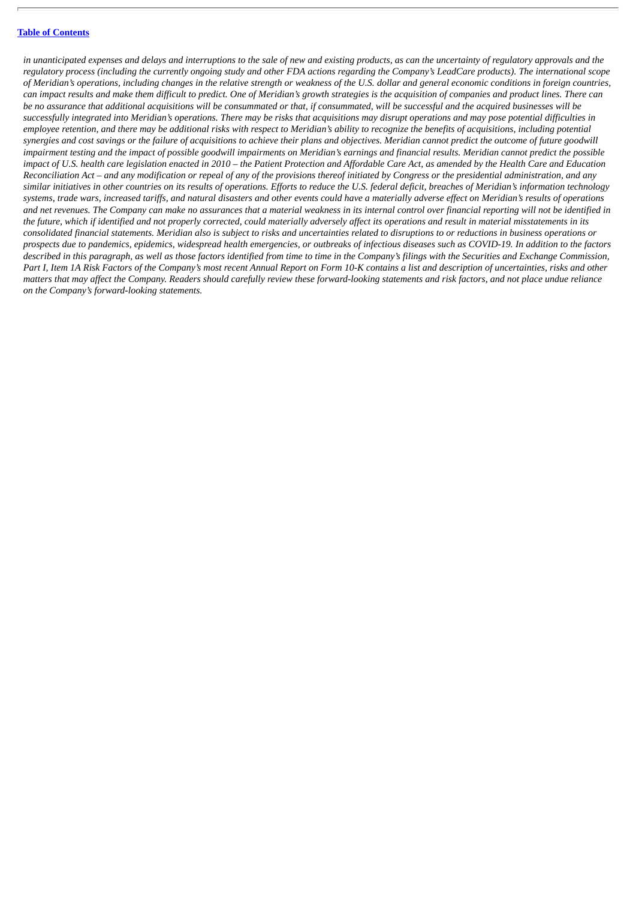*in unanticipated expenses and delays and interruptions to the sale of new and existing products, as can the uncertainty of regulatory approvals and the regulatory process (including the currently ongoing study and other FDA actions regarding the Company's LeadCare products). The international scope of Meridian's operations, including changes in the relative strength or weakness of the U.S. dollar and general economic conditions in foreign countries, can impact results and make them difficult to predict. One of Meridian's growth strategies is the acquisition of companies and product lines. There can be no assurance that additional acquisitions will be consummated or that, if consummated, will be successful and the acquired businesses will be successfully integrated into Meridian's operations. There may be risks that acquisitions may disrupt operations and may pose potential difficulties in employee retention, and there may be additional risks with respect to Meridian's ability to recognize the benefits of acquisitions, including potential synergies and cost savings or the failure of acquisitions to achieve their plans and objectives. Meridian cannot predict the outcome of future goodwill impairment testing and the impact of possible goodwill impairments on Meridian's earnings and financial results. Meridian cannot predict the possible impact of U.S. health care legislation enacted in 2010 – the Patient Protection and Affordable Care Act, as amended by the Health Care and Education Reconciliation Act – and any modification or repeal of any of the provisions thereof initiated by Congress or the presidential administration, and any similar initiatives in other countries on its results of operations. Efforts to reduce the U.S. federal deficit, breaches of Meridian's information technology systems, trade wars, increased tariffs, and natural disasters and other events could have a materially adverse effect on Meridian's results of operations and net revenues. The Company can make no assurances that a material weakness in its internal control over financial reporting will not be identified in the future, which if identified and not properly corrected, could materially adversely affect its operations and result in material misstatements in its consolidated financial statements. Meridian also is subject to risks and uncertainties related to disruptions to or reductions in business operations or prospects due to pandemics, epidemics, widespread health emergencies, or outbreaks of infectious diseases such as COVID-19. In addition to the factors described in this paragraph, as well as those factors identified from time to time in the Company's filings with the Securities and Exchange Commission, Part I, Item 1A Risk Factors of the Company's most recent Annual Report on Form 10-K contains a list and description of uncertainties, risks and other matters that may affect the Company. Readers should carefully review these forward-looking statements and risk factors, and not place undue reliance on the Company's forward-looking statements.*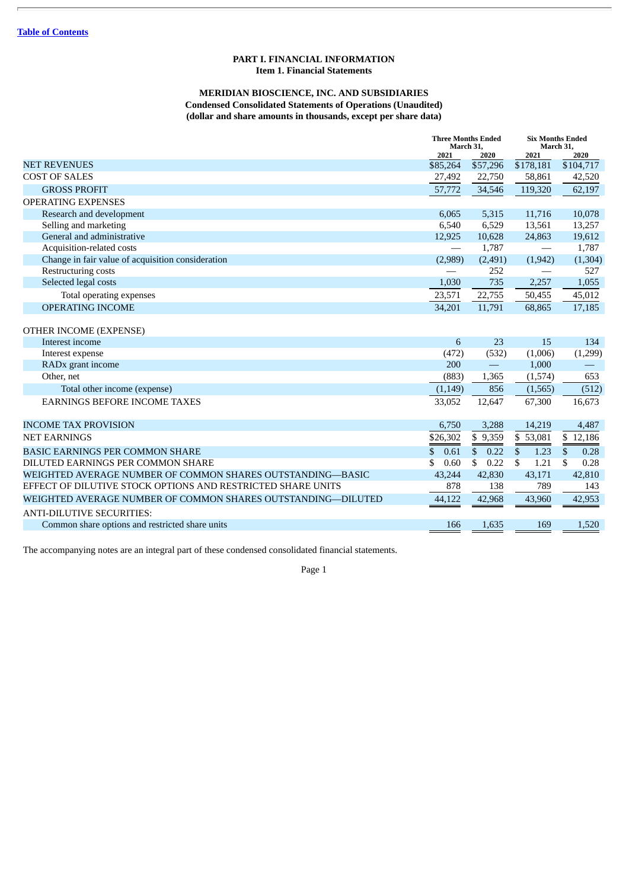Table of Contents

# PART I. FINANCIAL INFORMATION

## Item 1. Financial Statements

### MERIDIAN BIOSCIENCE, INC. AND SUBSIDIARIES

**Condensed Consolidated Statements of Operations (Unaudited)**
**(dollar and share amounts in thousands, except per share data)**

| | Three Months Ended March 31, | | Six Months Ended March 31, | |
|---|---|---|---|---|
| | 2021 | 2020 | 2021 | 2020 |
| NET REVENUES | $85,264 | $57,296 | $178,181 | $104,717 |
| COST OF SALES | 27,492 | 22,750 | 58,861 | 42,520 |
| GROSS PROFIT | 57,772 | 34,546 | 119,320 | 62,197 |
| OPERATING EXPENSES | | | | |
| Research and development | 6,065 | 5,315 | 11,716 | 10,078 |
| Selling and marketing | 6,540 | 6,529 | 13,561 | 13,257 |
| General and administrative | 12,925 | 10,628 | 24,863 | 19,612 |
| Acquisition-related costs | — | 1,787 | — | 1,787 |
| Change in fair value of acquisition consideration | (2,989) | (2,491) | (1,942) | (1,304) |
| Restructuring costs | — | 252 | — | 527 |
| Selected legal costs | 1,030 | 735 | 2,257 | 1,055 |
| Total operating expenses | 23,571 | 22,755 | 50,455 | 45,012 |
| OPERATING INCOME | 34,201 | 11,791 | 68,865 | 17,185 |
| OTHER INCOME (EXPENSE) | | | | |
| Interest income | 6 | 23 | 15 | 134 |
| Interest expense | (472) | (532) | (1,006) | (1,299) |
| RADx grant income | 200 | — | 1,000 | — |
| Other, net | (883) | 1,365 | (1,574) | 653 |
| Total other income (expense) | (1,149) | 856 | (1,565) | (512) |
| EARNINGS BEFORE INCOME TAXES | 33,052 | 12,647 | 67,300 | 16,673 |
| INCOME TAX PROVISION | 6,750 | 3,288 | 14,219 | 4,487 |
| NET EARNINGS | $26,302 | $ 9,359 | $ 53,081 | $ 12,186 |
| BASIC EARNINGS PER COMMON SHARE | $ 0.61 | $ 0.22 | $ 1.23 | $ 0.28 |
| DILUTED EARNINGS PER COMMON SHARE | $ 0.60 | $ 0.22 | $ 1.21 | $ 0.28 |
| WEIGHTED AVERAGE NUMBER OF COMMON SHARES OUTSTANDING—BASIC | 43,244 | 42,830 | 43,171 | 42,810 |
| EFFECT OF DILUTIVE STOCK OPTIONS AND RESTRICTED SHARE UNITS | 878 | 138 | 789 | 143 |
| WEIGHTED AVERAGE NUMBER OF COMMON SHARES OUTSTANDING—DILUTED | 44,122 | 42,968 | 43,960 | 42,953 |
| ANTI-DILUTIVE SECURITIES: | | | | |
| Common share options and restricted share units | 166 | 1,635 | 169 | 1,520 |

The accompanying notes are an integral part of these condensed consolidated financial statements.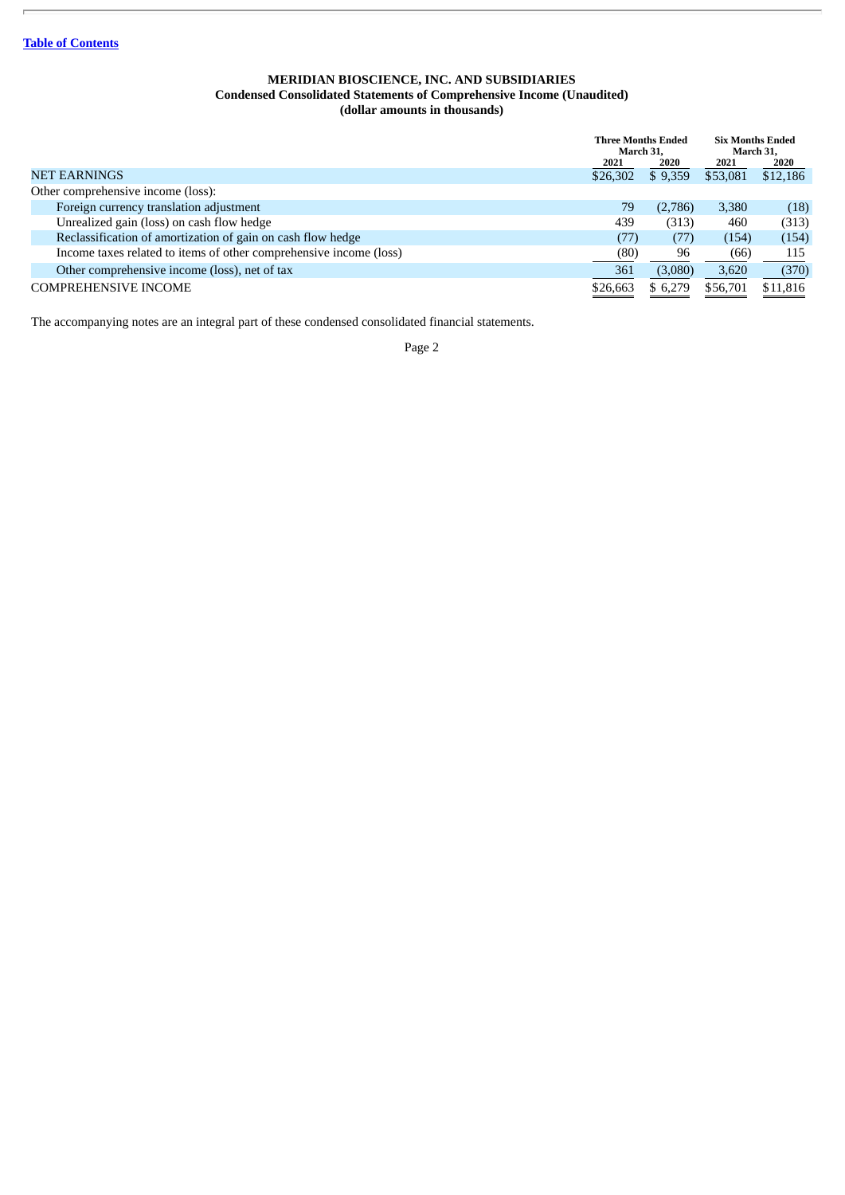[Table of Contents](#)

**MERIDIAN BIOSCIENCE, INC. AND SUBSIDIARIES**
**Condensed Consolidated Statements of Comprehensive Income (Unaudited)**
**(dollar amounts in thousands)**

| | Three Months Ended March 31, | | Six Months Ended March 31, | |
|---|---|---|---|---|
| | 2021 | 2020 | 2021 | 2020 |
| NET EARNINGS | $26,302 | $ 9,359 | $53,081 | $12,186 |
| Other comprehensive income (loss): | | | | |
| Foreign currency translation adjustment | 79 | (2,786) | 3,380 | (18) |
| Unrealized gain (loss) on cash flow hedge | 439 | (313) | 460 | (313) |
| Reclassification of amortization of gain on cash flow hedge | (77) | (77) | (154) | (154) |
| Income taxes related to items of other comprehensive income (loss) | (80) | 96 | (66) | 115 |
| Other comprehensive income (loss), net of tax | 361 | (3,080) | 3,620 | (370) |
| COMPREHENSIVE INCOME | $26,663 | $ 6,279 | $56,701 | $11,816 |

The accompanying notes are an integral part of these condensed consolidated financial statements.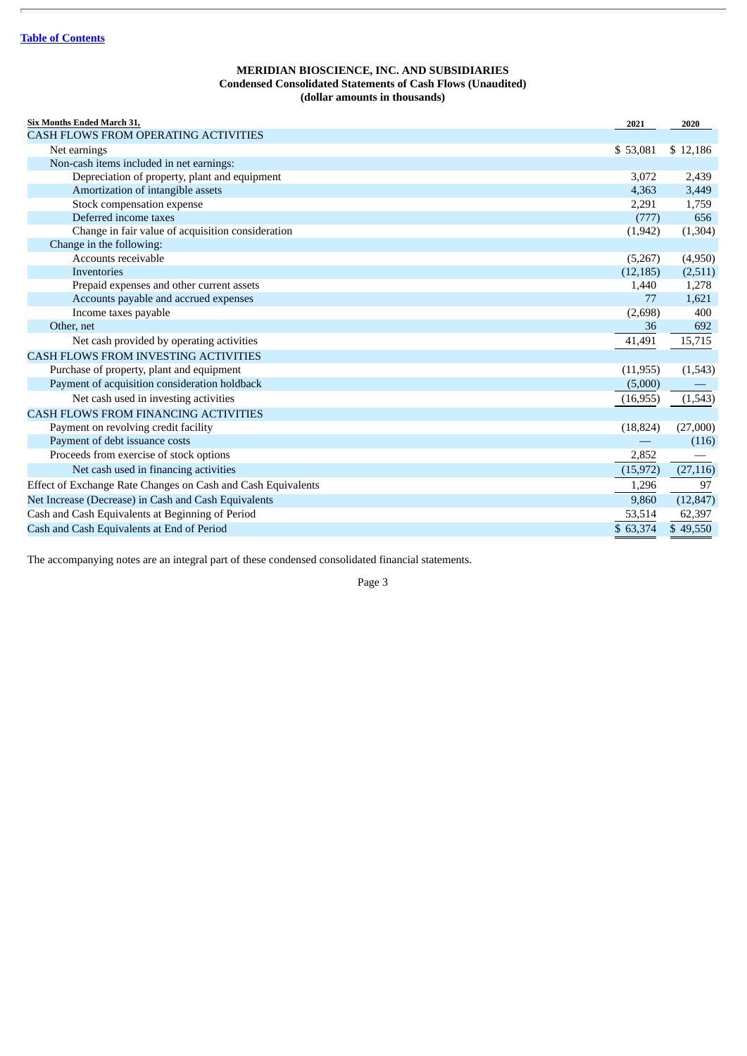Table of Contents

**MERIDIAN BIOSCIENCE, INC. AND SUBSIDIARIES**
**Condensed Consolidated Statements of Cash Flows (Unaudited)**
**(dollar amounts in thousands)**

| Six Months Ended March 31, | 2021 | 2020 |
|---|---|---|
| CASH FLOWS FROM OPERATING ACTIVITIES | | |
| Net earnings | $ 53,081 | $ 12,186 |
| Non-cash items included in net earnings: | | |
| Depreciation of property, plant and equipment | 3,072 | 2,439 |
| Amortization of intangible assets | 4,363 | 3,449 |
| Stock compensation expense | 2,291 | 1,759 |
| Deferred income taxes | (777) | 656 |
| Change in fair value of acquisition consideration | (1,942) | (1,304) |
| Change in the following: | | |
| Accounts receivable | (5,267) | (4,950) |
| Inventories | (12,185) | (2,511) |
| Prepaid expenses and other current assets | 1,440 | 1,278 |
| Accounts payable and accrued expenses | 77 | 1,621 |
| Income taxes payable | (2,698) | 400 |
| Other, net | 36 | 692 |
| Net cash provided by operating activities | 41,491 | 15,715 |
| CASH FLOWS FROM INVESTING ACTIVITIES | | |
| Purchase of property, plant and equipment | (11,955) | (1,543) |
| Payment of acquisition consideration holdback | (5,000) | — |
| Net cash used in investing activities | (16,955) | (1,543) |
| CASH FLOWS FROM FINANCING ACTIVITIES | | |
| Payment on revolving credit facility | (18,824) | (27,000) |
| Payment of debt issuance costs | — | (116) |
| Proceeds from exercise of stock options | 2,852 | — |
| Net cash used in financing activities | (15,972) | (27,116) |
| Effect of Exchange Rate Changes on Cash and Cash Equivalents | 1,296 | 97 |
| Net Increase (Decrease) in Cash and Cash Equivalents | 9,860 | (12,847) |
| Cash and Cash Equivalents at Beginning of Period | 53,514 | 62,397 |
| Cash and Cash Equivalents at End of Period | $ 63,374 | $ 49,550 |

The accompanying notes are an integral part of these condensed consolidated financial statements.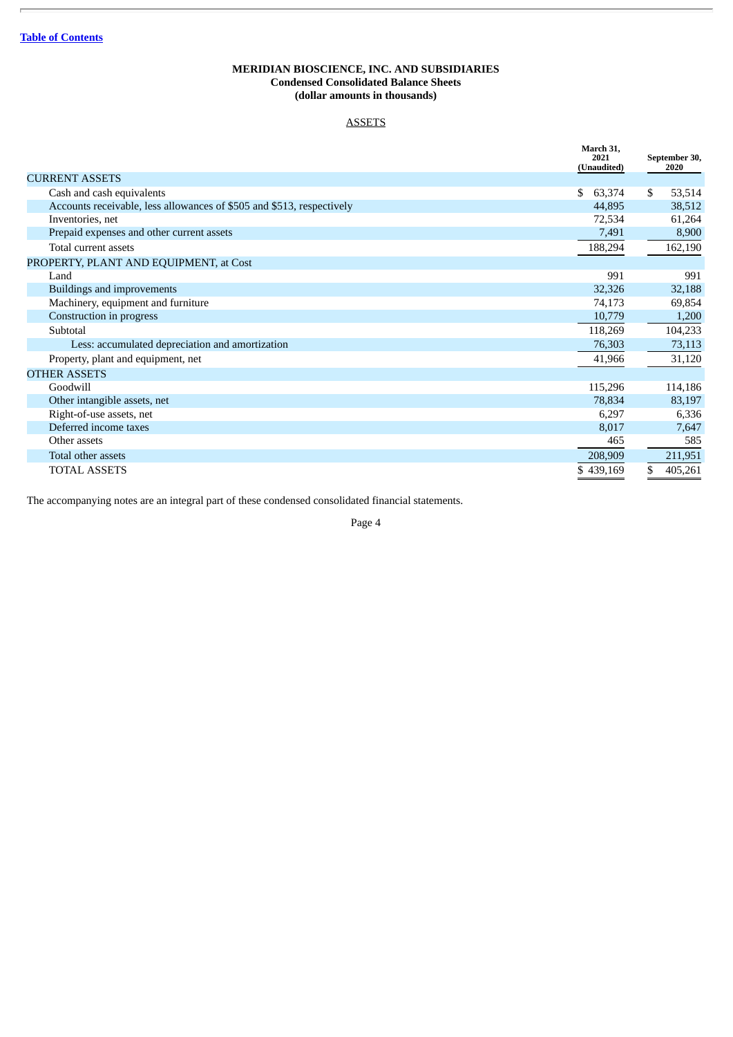[Table of Contents](#)

**MERIDIAN BIOSCIENCE, INC. AND SUBSIDIARIES**
**Condensed Consolidated Balance Sheets**
**(dollar amounts in thousands)**

ASSETS

| | March 31, 2021 (Unaudited) | September 30, 2020 |
|---|---|---|
| CURRENT ASSETS | | |
| Cash and cash equivalents | $ 63,374 | $ 53,514 |
| Accounts receivable, less allowances of $505 and $513, respectively | 44,895 | 38,512 |
| Inventories, net | 72,534 | 61,264 |
| Prepaid expenses and other current assets | 7,491 | 8,900 |
| Total current assets | 188,294 | 162,190 |
| PROPERTY, PLANT AND EQUIPMENT, at Cost | | |
| Land | 991 | 991 |
| Buildings and improvements | 32,326 | 32,188 |
| Machinery, equipment and furniture | 74,173 | 69,854 |
| Construction in progress | 10,779 | 1,200 |
| Subtotal | 118,269 | 104,233 |
| Less: accumulated depreciation and amortization | 76,303 | 73,113 |
| Property, plant and equipment, net | 41,966 | 31,120 |
| OTHER ASSETS | | |
| Goodwill | 115,296 | 114,186 |
| Other intangible assets, net | 78,834 | 83,197 |
| Right-of-use assets, net | 6,297 | 6,336 |
| Deferred income taxes | 8,017 | 7,647 |
| Other assets | 465 | 585 |
| Total other assets | 208,909 | 211,951 |
| TOTAL ASSETS | $ 439,169 | $ 405,261 |

The accompanying notes are an integral part of these condensed consolidated financial statements.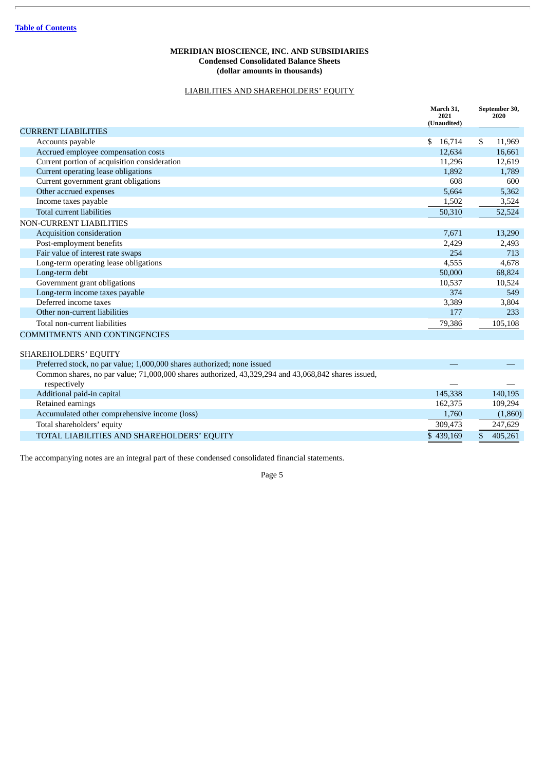[Table of Contents](#)

**MERIDIAN BIOSCIENCE, INC. AND SUBSIDIARIES**
**Condensed Consolidated Balance Sheets**
**(dollar amounts in thousands)**

LIABILITIES AND SHAREHOLDERS' EQUITY

| | March 31, 2021 (Unaudited) | September 30, 2020 |
|---|---|---|
| CURRENT LIABILITIES | | |
| Accounts payable | $ 16,714 | $ 11,969 |
| Accrued employee compensation costs | 12,634 | 16,661 |
| Current portion of acquisition consideration | 11,296 | 12,619 |
| Current operating lease obligations | 1,892 | 1,789 |
| Current government grant obligations | 608 | 600 |
| Other accrued expenses | 5,664 | 5,362 |
| Income taxes payable | 1,502 | 3,524 |
| Total current liabilities | 50,310 | 52,524 |
| NON-CURRENT LIABILITIES | | |
| Acquisition consideration | 7,671 | 13,290 |
| Post-employment benefits | 2,429 | 2,493 |
| Fair value of interest rate swaps | 254 | 713 |
| Long-term operating lease obligations | 4,555 | 4,678 |
| Long-term debt | 50,000 | 68,824 |
| Government grant obligations | 10,537 | 10,524 |
| Long-term income taxes payable | 374 | 549 |
| Deferred income taxes | 3,389 | 3,804 |
| Other non-current liabilities | 177 | 233 |
| Total non-current liabilities | 79,386 | 105,108 |
| COMMITMENTS AND CONTINGENCIES | | |
| SHAREHOLDERS' EQUITY | | |
| Preferred stock, no par value; 1,000,000 shares authorized; none issued | — | — |
| Common shares, no par value; 71,000,000 shares authorized, 43,329,294 and 43,068,842 shares issued, respectively | — | — |
| Additional paid-in capital | 145,338 | 140,195 |
| Retained earnings | 162,375 | 109,294 |
| Accumulated other comprehensive income (loss) | 1,760 | (1,860) |
| Total shareholders' equity | 309,473 | 247,629 |
| TOTAL LIABILITIES AND SHAREHOLDERS' EQUITY | $ 439,169 | $ 405,261 |

The accompanying notes are an integral part of these condensed consolidated financial statements.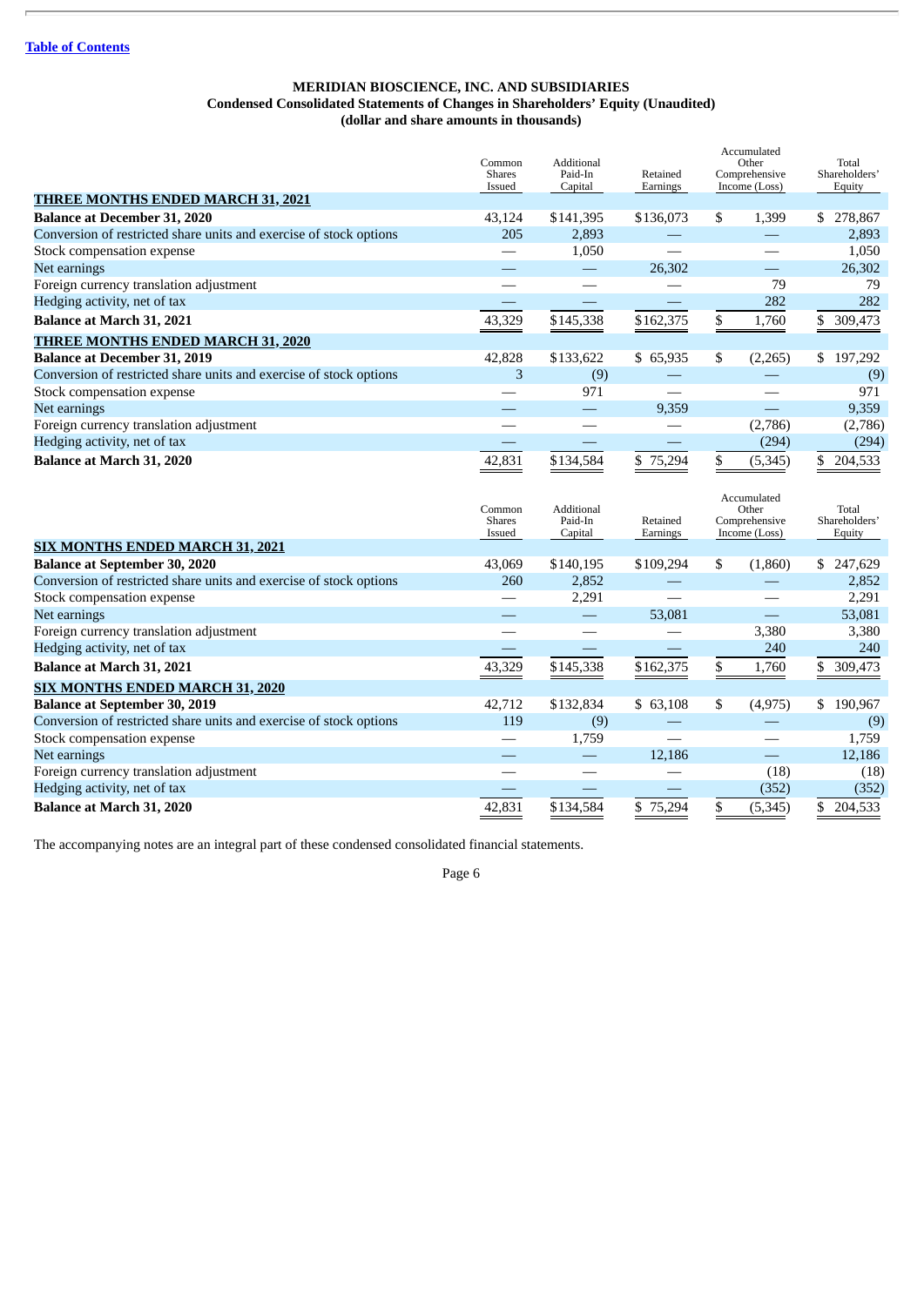[Table of Contents](#)

**MERIDIAN BIOSCIENCE, INC. AND SUBSIDIARIES**
**Condensed Consolidated Statements of Changes in Shareholders' Equity (Unaudited)**
**(dollar and share amounts in thousands)**

| | Common Shares Issued | Additional Paid-In Capital | Retained Earnings | Accumulated Other Comprehensive Income (Loss) | Total Shareholders' Equity |
|---|---|---|---|---|---|
| **THREE MONTHS ENDED MARCH 31, 2021** | | | | | |
| **Balance at December 31, 2020** | 43,124 | $141,395 | $136,073 | $ 1,399 | $ 278,867 |
| Conversion of restricted share units and exercise of stock options | 205 | 2,893 | — | — | 2,893 |
| Stock compensation expense | — | 1,050 | — | — | 1,050 |
| Net earnings | — | — | 26,302 | — | 26,302 |
| Foreign currency translation adjustment | — | — | — | 79 | 79 |
| Hedging activity, net of tax | — | — | — | 282 | 282 |
| **Balance at March 31, 2021** | 43,329 | $145,338 | $162,375 | $ 1,760 | $ 309,473 |
| **THREE MONTHS ENDED MARCH 31, 2020** | | | | | |
| **Balance at December 31, 2019** | 42,828 | $133,622 | $ 65,935 | $ (2,265) | $ 197,292 |
| Conversion of restricted share units and exercise of stock options | 3 | (9) | — | — | (9) |
| Stock compensation expense | — | 971 | — | — | 971 |
| Net earnings | — | — | 9,359 | — | 9,359 |
| Foreign currency translation adjustment | — | — | — | (2,786) | (2,786) |
| Hedging activity, net of tax | — | — | — | (294) | (294) |
| **Balance at March 31, 2020** | 42,831 | $134,584 | $ 75,294 | $ (5,345) | $ 204,533 |

| | Common Shares Issued | Additional Paid-In Capital | Retained Earnings | Accumulated Other Comprehensive Income (Loss) | Total Shareholders' Equity |
|---|---|---|---|---|---|
| **SIX MONTHS ENDED MARCH 31, 2021** | | | | | |
| **Balance at September 30, 2020** | 43,069 | $140,195 | $109,294 | $ (1,860) | $ 247,629 |
| Conversion of restricted share units and exercise of stock options | 260 | 2,852 | — | — | 2,852 |
| Stock compensation expense | — | 2,291 | — | — | 2,291 |
| Net earnings | — | — | 53,081 | — | 53,081 |
| Foreign currency translation adjustment | — | — | — | 3,380 | 3,380 |
| Hedging activity, net of tax | — | — | — | 240 | 240 |
| **Balance at March 31, 2021** | 43,329 | $145,338 | $162,375 | $ 1,760 | $ 309,473 |
| **SIX MONTHS ENDED MARCH 31, 2020** | | | | | |
| **Balance at September 30, 2019** | 42,712 | $132,834 | $ 63,108 | $ (4,975) | $ 190,967 |
| Conversion of restricted share units and exercise of stock options | 119 | (9) | — | — | (9) |
| Stock compensation expense | — | 1,759 | — | — | 1,759 |
| Net earnings | — | — | 12,186 | — | 12,186 |
| Foreign currency translation adjustment | — | — | — | (18) | (18) |
| Hedging activity, net of tax | — | — | — | (352) | (352) |
| **Balance at March 31, 2020** | 42,831 | $134,584 | $ 75,294 | $ (5,345) | $ 204,533 |

The accompanying notes are an integral part of these condensed consolidated financial statements.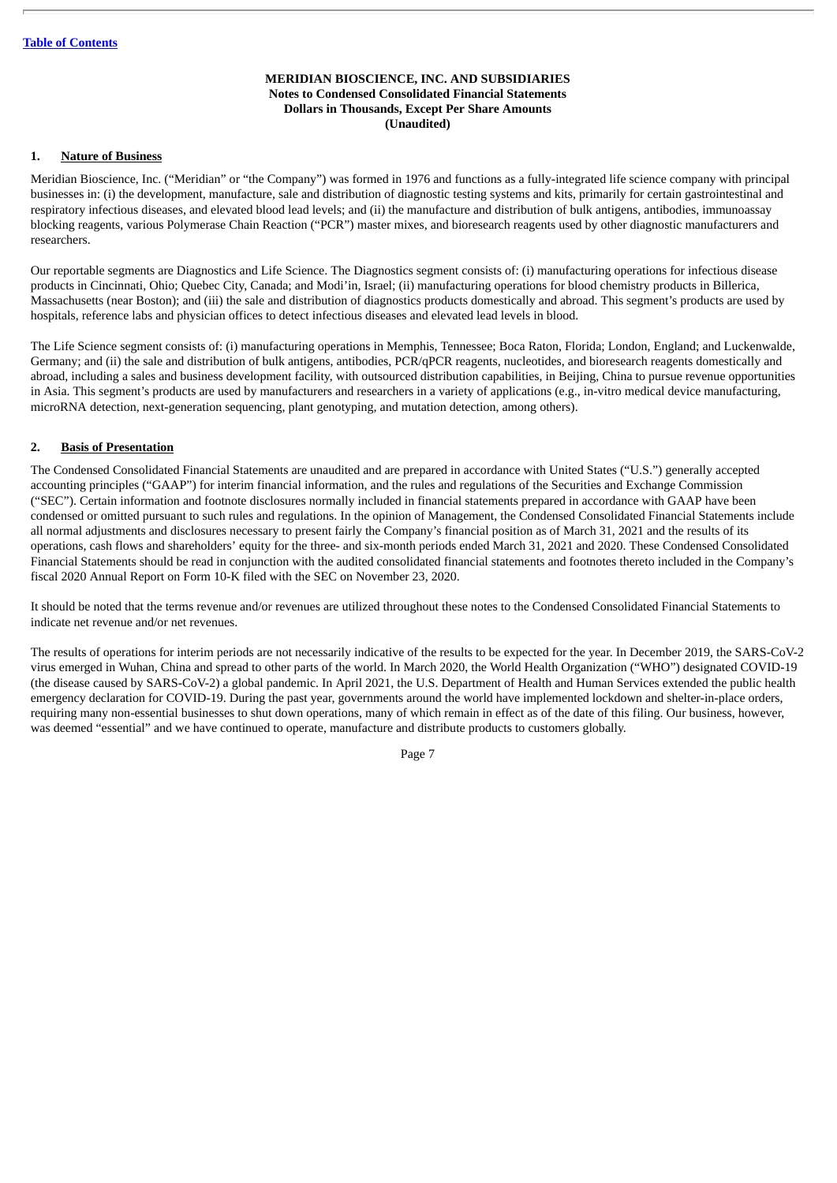**MERIDIAN BIOSCIENCE, INC. AND SUBSIDIARIES**
**Notes to Condensed Consolidated Financial Statements**
**Dollars in Thousands, Except Per Share Amounts**
**(Unaudited)**

## 1. Nature of Business

Meridian Bioscience, Inc. ("Meridian" or "the Company") was formed in 1976 and functions as a fully-integrated life science company with principal businesses in: (i) the development, manufacture, sale and distribution of diagnostic testing systems and kits, primarily for certain gastrointestinal and respiratory infectious diseases, and elevated blood lead levels; and (ii) the manufacture and distribution of bulk antigens, antibodies, immunoassay blocking reagents, various Polymerase Chain Reaction ("PCR") master mixes, and bioresearch reagents used by other diagnostic manufacturers and researchers.

Our reportable segments are Diagnostics and Life Science. The Diagnostics segment consists of: (i) manufacturing operations for infectious disease products in Cincinnati, Ohio; Quebec City, Canada; and Modi'in, Israel; (ii) manufacturing operations for blood chemistry products in Billerica, Massachusetts (near Boston); and (iii) the sale and distribution of diagnostics products domestically and abroad. This segment's products are used by hospitals, reference labs and physician offices to detect infectious diseases and elevated lead levels in blood.

The Life Science segment consists of: (i) manufacturing operations in Memphis, Tennessee; Boca Raton, Florida; London, England; and Luckenwalde, Germany; and (ii) the sale and distribution of bulk antigens, antibodies, PCR/qPCR reagents, nucleotides, and bioresearch reagents domestically and abroad, including a sales and business development facility, with outsourced distribution capabilities, in Beijing, China to pursue revenue opportunities in Asia. This segment's products are used by manufacturers and researchers in a variety of applications (e.g., in-vitro medical device manufacturing, microRNA detection, next-generation sequencing, plant genotyping, and mutation detection, among others).

## 2. Basis of Presentation

The Condensed Consolidated Financial Statements are unaudited and are prepared in accordance with United States ("U.S.") generally accepted accounting principles ("GAAP") for interim financial information, and the rules and regulations of the Securities and Exchange Commission ("SEC"). Certain information and footnote disclosures normally included in financial statements prepared in accordance with GAAP have been condensed or omitted pursuant to such rules and regulations. In the opinion of Management, the Condensed Consolidated Financial Statements include all normal adjustments and disclosures necessary to present fairly the Company's financial position as of March 31, 2021 and the results of its operations, cash flows and shareholders' equity for the three- and six-month periods ended March 31, 2021 and 2020. These Condensed Consolidated Financial Statements should be read in conjunction with the audited consolidated financial statements and footnotes thereto included in the Company's fiscal 2020 Annual Report on Form 10-K filed with the SEC on November 23, 2020.

It should be noted that the terms revenue and/or revenues are utilized throughout these notes to the Condensed Consolidated Financial Statements to indicate net revenue and/or net revenues.

The results of operations for interim periods are not necessarily indicative of the results to be expected for the year. In December 2019, the SARS-CoV-2 virus emerged in Wuhan, China and spread to other parts of the world. In March 2020, the World Health Organization ("WHO") designated COVID-19 (the disease caused by SARS-CoV-2) a global pandemic. In April 2021, the U.S. Department of Health and Human Services extended the public health emergency declaration for COVID-19. During the past year, governments around the world have implemented lockdown and shelter-in-place orders, requiring many non-essential businesses to shut down operations, many of which remain in effect as of the date of this filing. Our business, however, was deemed "essential" and we have continued to operate, manufacture and distribute products to customers globally.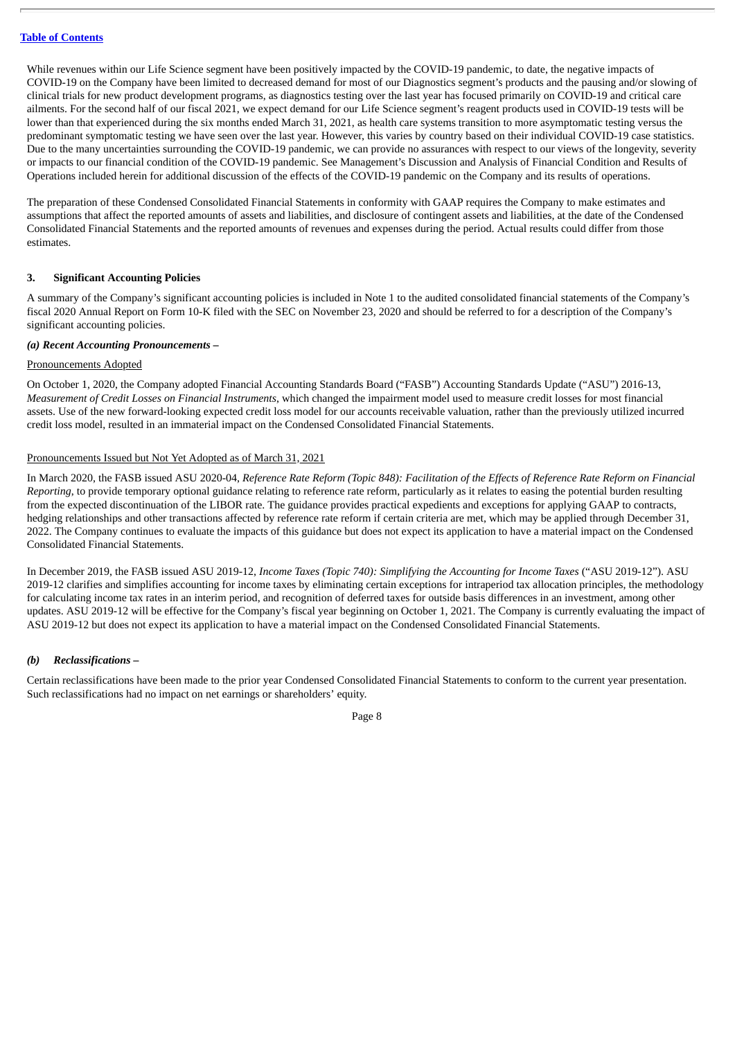While revenues within our Life Science segment have been positively impacted by the COVID-19 pandemic, to date, the negative impacts of COVID-19 on the Company have been limited to decreased demand for most of our Diagnostics segment's products and the pausing and/or slowing of clinical trials for new product development programs, as diagnostics testing over the last year has focused primarily on COVID-19 and critical care ailments. For the second half of our fiscal 2021, we expect demand for our Life Science segment's reagent products used in COVID-19 tests will be lower than that experienced during the six months ended March 31, 2021, as health care systems transition to more asymptomatic testing versus the predominant symptomatic testing we have seen over the last year. However, this varies by country based on their individual COVID-19 case statistics. Due to the many uncertainties surrounding the COVID-19 pandemic, we can provide no assurances with respect to our views of the longevity, severity or impacts to our financial condition of the COVID-19 pandemic. See Management's Discussion and Analysis of Financial Condition and Results of Operations included herein for additional discussion of the effects of the COVID-19 pandemic on the Company and its results of operations.

The preparation of these Condensed Consolidated Financial Statements in conformity with GAAP requires the Company to make estimates and assumptions that affect the reported amounts of assets and liabilities, and disclosure of contingent assets and liabilities, at the date of the Condensed Consolidated Financial Statements and the reported amounts of revenues and expenses during the period. Actual results could differ from those estimates.

## 3. Significant Accounting Policies

A summary of the Company's significant accounting policies is included in Note 1 to the audited consolidated financial statements of the Company's fiscal 2020 Annual Report on Form 10-K filed with the SEC on November 23, 2020 and should be referred to for a description of the Company's significant accounting policies.

***(a) Recent Accounting Pronouncements –***

Pronouncements Adopted

On October 1, 2020, the Company adopted Financial Accounting Standards Board ("FASB") Accounting Standards Update ("ASU") 2016-13, *Measurement of Credit Losses on Financial Instruments*, which changed the impairment model used to measure credit losses for most financial assets. Use of the new forward-looking expected credit loss model for our accounts receivable valuation, rather than the previously utilized incurred credit loss model, resulted in an immaterial impact on the Condensed Consolidated Financial Statements.

Pronouncements Issued but Not Yet Adopted as of March 31, 2021

In March 2020, the FASB issued ASU 2020-04, *Reference Rate Reform (Topic 848): Facilitation of the Effects of Reference Rate Reform on Financial Reporting*, to provide temporary optional guidance relating to reference rate reform, particularly as it relates to easing the potential burden resulting from the expected discontinuation of the LIBOR rate. The guidance provides practical expedients and exceptions for applying GAAP to contracts, hedging relationships and other transactions affected by reference rate reform if certain criteria are met, which may be applied through December 31, 2022. The Company continues to evaluate the impacts of this guidance but does not expect its application to have a material impact on the Condensed Consolidated Financial Statements.

In December 2019, the FASB issued ASU 2019-12, *Income Taxes (Topic 740): Simplifying the Accounting for Income Taxes* ("ASU 2019-12"). ASU 2019-12 clarifies and simplifies accounting for income taxes by eliminating certain exceptions for intraperiod tax allocation principles, the methodology for calculating income tax rates in an interim period, and recognition of deferred taxes for outside basis differences in an investment, among other updates. ASU 2019-12 will be effective for the Company's fiscal year beginning on October 1, 2021. The Company is currently evaluating the impact of ASU 2019-12 but does not expect its application to have a material impact on the Condensed Consolidated Financial Statements.

***(b) Reclassifications –***

Certain reclassifications have been made to the prior year Condensed Consolidated Financial Statements to conform to the current year presentation. Such reclassifications had no impact on net earnings or shareholders' equity.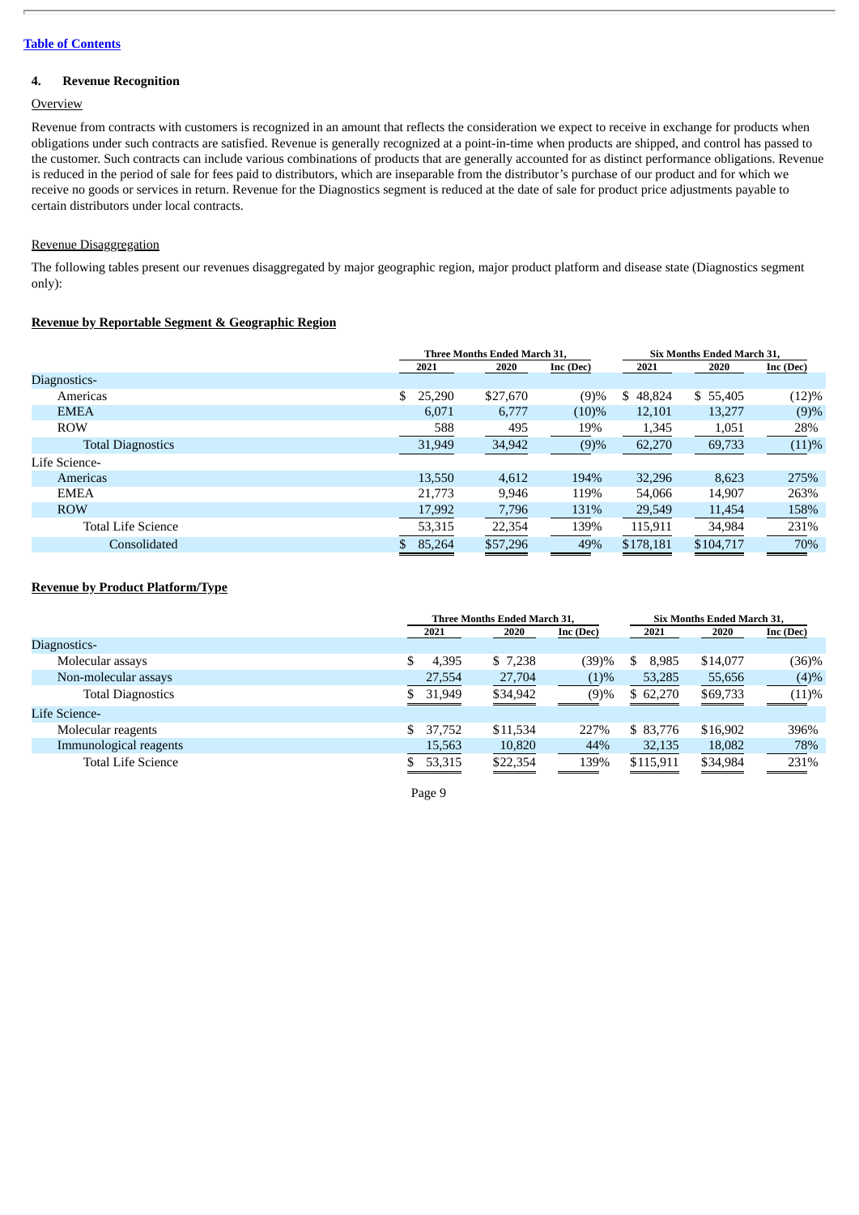[Table of Contents](#)

## 4. Revenue Recognition

Overview

Revenue from contracts with customers is recognized in an amount that reflects the consideration we expect to receive in exchange for products when obligations under such contracts are satisfied. Revenue is generally recognized at a point-in-time when products are shipped, and control has passed to the customer. Such contracts can include various combinations of products that are generally accounted for as distinct performance obligations. Revenue is reduced in the period of sale for fees paid to distributors, which are inseparable from the distributor's purchase of our product and for which we receive no goods or services in return. Revenue for the Diagnostics segment is reduced at the date of sale for product price adjustments payable to certain distributors under local contracts.

Revenue Disaggregation

The following tables present our revenues disaggregated by major geographic region, major product platform and disease state (Diagnostics segment only):

**Revenue by Reportable Segment & Geographic Region**

| | Three Months Ended March 31, | | | Six Months Ended March 31, | | |
|---|---|---|---|---|---|---|
| | 2021 | 2020 | Inc (Dec) | 2021 | 2020 | Inc (Dec) |
| Diagnostics- | | | | | | |
| Americas | $ 25,290 | $27,670 | (9)% | $ 48,824 | $ 55,405 | (12)% |
| EMEA | 6,071 | 6,777 | (10)% | 12,101 | 13,277 | (9)% |
| ROW | 588 | 495 | 19% | 1,345 | 1,051 | 28% |
| Total Diagnostics | 31,949 | 34,942 | (9)% | 62,270 | 69,733 | (11)% |
| Life Science- | | | | | | |
| Americas | 13,550 | 4,612 | 194% | 32,296 | 8,623 | 275% |
| EMEA | 21,773 | 9,946 | 119% | 54,066 | 14,907 | 263% |
| ROW | 17,992 | 7,796 | 131% | 29,549 | 11,454 | 158% |
| Total Life Science | 53,315 | 22,354 | 139% | 115,911 | 34,984 | 231% |
| Consolidated | $ 85,264 | $57,296 | 49% | $178,181 | $104,717 | 70% |

**Revenue by Product Platform/Type**

| | Three Months Ended March 31, | | | Six Months Ended March 31, | | |
|---|---|---|---|---|---|---|
| | 2021 | 2020 | Inc (Dec) | 2021 | 2020 | Inc (Dec) |
| Diagnostics- | | | | | | |
| Molecular assays | $ 4,395 | $ 7,238 | (39)% | $ 8,985 | $14,077 | (36)% |
| Non-molecular assays | 27,554 | 27,704 | (1)% | 53,285 | 55,656 | (4)% |
| Total Diagnostics | $ 31,949 | $34,942 | (9)% | $ 62,270 | $69,733 | (11)% |
| Life Science- | | | | | | |
| Molecular reagents | $ 37,752 | $11,534 | 227% | $ 83,776 | $16,902 | 396% |
| Immunological reagents | 15,563 | 10,820 | 44% | 32,135 | 18,082 | 78% |
| Total Life Science | $ 53,315 | $22,354 | 139% | $115,911 | $34,984 | 231% |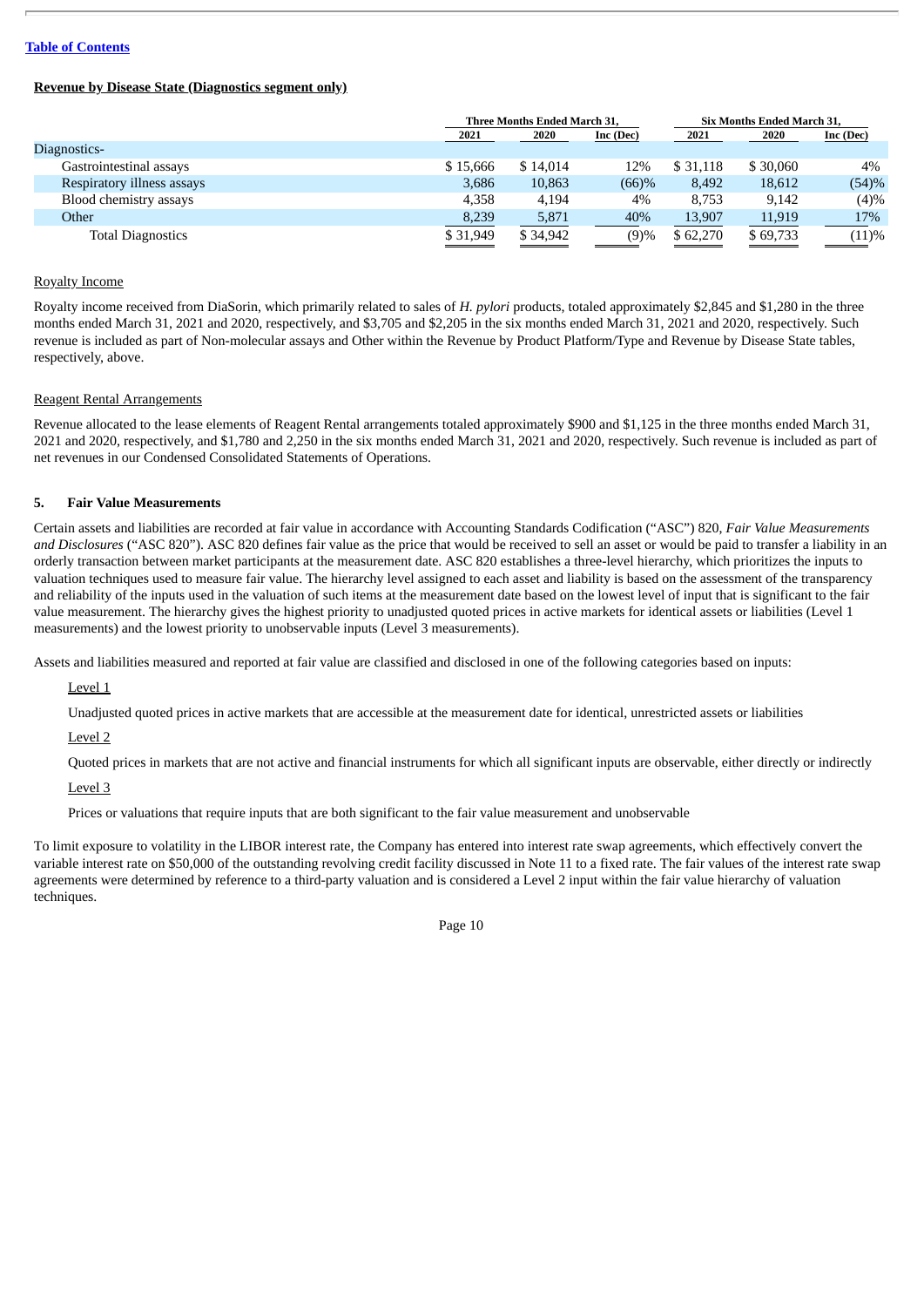**Revenue by Disease State (Diagnostics segment only)**

| | Three Months Ended March 31, | | | Six Months Ended March 31, | | |
|---|---|---|---|---|---|---|
| | 2021 | 2020 | Inc (Dec) | 2021 | 2020 | Inc (Dec) |
| Diagnostics- | | | | | | |
| Gastrointestinal assays | $ 15,666 | $ 14,014 | 12% | $ 31,118 | $ 30,060 | 4% |
| Respiratory illness assays | 3,686 | 10,863 | (66)% | 8,492 | 18,612 | (54)% |
| Blood chemistry assays | 4,358 | 4,194 | 4% | 8,753 | 9,142 | (4)% |
| Other | 8,239 | 5,871 | 40% | 13,907 | 11,919 | 17% |
| Total Diagnostics | $ 31,949 | $ 34,942 | (9)% | $ 62,270 | $ 69,733 | (11)% |

Royalty Income

Royalty income received from DiaSorin, which primarily related to sales of *H. pylori* products, totaled approximately $2,845 and $1,280 in the three months ended March 31, 2021 and 2020, respectively, and $3,705 and $2,205 in the six months ended March 31, 2021 and 2020, respectively. Such revenue is included as part of Non-molecular assays and Other within the Revenue by Product Platform/Type and Revenue by Disease State tables, respectively, above.

Reagent Rental Arrangements

Revenue allocated to the lease elements of Reagent Rental arrangements totaled approximately $900 and $1,125 in the three months ended March 31, 2021 and 2020, respectively, and $1,780 and 2,250 in the six months ended March 31, 2021 and 2020, respectively. Such revenue is included as part of net revenues in our Condensed Consolidated Statements of Operations.

## 5. Fair Value Measurements

Certain assets and liabilities are recorded at fair value in accordance with Accounting Standards Codification ("ASC") 820, *Fair Value Measurements and Disclosures* ("ASC 820"). ASC 820 defines fair value as the price that would be received to sell an asset or would be paid to transfer a liability in an orderly transaction between market participants at the measurement date. ASC 820 establishes a three-level hierarchy, which prioritizes the inputs to valuation techniques used to measure fair value. The hierarchy level assigned to each asset and liability is based on the assessment of the transparency and reliability of the inputs used in the valuation of such items at the measurement date based on the lowest level of input that is significant to the fair value measurement. The hierarchy gives the highest priority to unadjusted quoted prices in active markets for identical assets or liabilities (Level 1 measurements) and the lowest priority to unobservable inputs (Level 3 measurements).

Assets and liabilities measured and reported at fair value are classified and disclosed in one of the following categories based on inputs:

Level 1

Unadjusted quoted prices in active markets that are accessible at the measurement date for identical, unrestricted assets or liabilities

Level 2

Quoted prices in markets that are not active and financial instruments for which all significant inputs are observable, either directly or indirectly

Level 3

Prices or valuations that require inputs that are both significant to the fair value measurement and unobservable

To limit exposure to volatility in the LIBOR interest rate, the Company has entered into interest rate swap agreements, which effectively convert the variable interest rate on $50,000 of the outstanding revolving credit facility discussed in Note 11 to a fixed rate. The fair values of the interest rate swap agreements were determined by reference to a third-party valuation and is considered a Level 2 input within the fair value hierarchy of valuation techniques.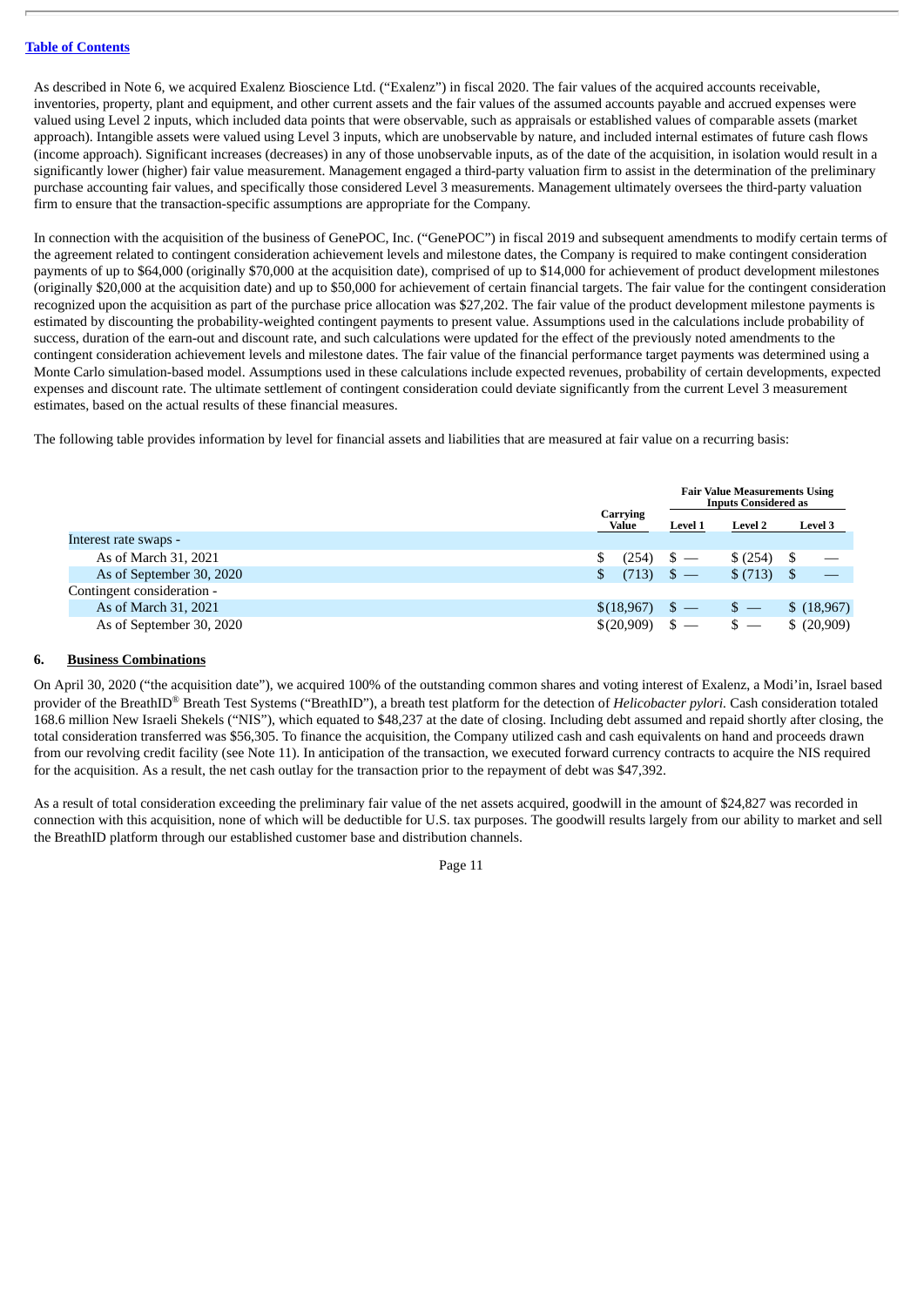As described in Note 6, we acquired Exalenz Bioscience Ltd. ("Exalenz") in fiscal 2020. The fair values of the acquired accounts receivable, inventories, property, plant and equipment, and other current assets and the fair values of the assumed accounts payable and accrued expenses were valued using Level 2 inputs, which included data points that were observable, such as appraisals or established values of comparable assets (market approach). Intangible assets were valued using Level 3 inputs, which are unobservable by nature, and included internal estimates of future cash flows (income approach). Significant increases (decreases) in any of those unobservable inputs, as of the date of the acquisition, in isolation would result in a significantly lower (higher) fair value measurement. Management engaged a third-party valuation firm to assist in the determination of the preliminary purchase accounting fair values, and specifically those considered Level 3 measurements. Management ultimately oversees the third-party valuation firm to ensure that the transaction-specific assumptions are appropriate for the Company.

In connection with the acquisition of the business of GenePOC, Inc. ("GenePOC") in fiscal 2019 and subsequent amendments to modify certain terms of the agreement related to contingent consideration achievement levels and milestone dates, the Company is required to make contingent consideration payments of up to $64,000 (originally $70,000 at the acquisition date), comprised of up to $14,000 for achievement of product development milestones (originally $20,000 at the acquisition date) and up to $50,000 for achievement of certain financial targets. The fair value for the contingent consideration recognized upon the acquisition as part of the purchase price allocation was $27,202. The fair value of the product development milestone payments is estimated by discounting the probability-weighted contingent payments to present value. Assumptions used in the calculations include probability of success, duration of the earn-out and discount rate, and such calculations were updated for the effect of the previously noted amendments to the contingent consideration achievement levels and milestone dates. The fair value of the financial performance target payments was determined using a Monte Carlo simulation-based model. Assumptions used in these calculations include expected revenues, probability of certain developments, expected expenses and discount rate. The ultimate settlement of contingent consideration could deviate significantly from the current Level 3 measurement estimates, based on the actual results of these financial measures.

The following table provides information by level for financial assets and liabilities that are measured at fair value on a recurring basis:

| | Carrying Value | Fair Value Measurements Using Inputs Considered as | | |
|---|---|---|---|---|
| | | Level 1 | Level 2 | Level 3 |
| Interest rate swaps - | | | | |
| As of March 31, 2021 | $ (254) | $ — | $ (254) | $ — |
| As of September 30, 2020 | $ (713) | $ — | $ (713) | $ — |
| Contingent consideration - | | | | |
| As of March 31, 2021 | $(18,967) | $ — | $ — | $ (18,967) |
| As of September 30, 2020 | $(20,909) | $ — | $ — | $ (20,909) |

## 6. Business Combinations

On April 30, 2020 ("the acquisition date"), we acquired 100% of the outstanding common shares and voting interest of Exalenz, a Modi'in, Israel based provider of the BreathID® Breath Test Systems ("BreathID"), a breath test platform for the detection of *Helicobacter pylori.* Cash consideration totaled 168.6 million New Israeli Shekels ("NIS"), which equated to $48,237 at the date of closing. Including debt assumed and repaid shortly after closing, the total consideration transferred was $56,305. To finance the acquisition, the Company utilized cash and cash equivalents on hand and proceeds drawn from our revolving credit facility (see Note 11). In anticipation of the transaction, we executed forward currency contracts to acquire the NIS required for the acquisition. As a result, the net cash outlay for the transaction prior to the repayment of debt was $47,392.

As a result of total consideration exceeding the preliminary fair value of the net assets acquired, goodwill in the amount of $24,827 was recorded in connection with this acquisition, none of which will be deductible for U.S. tax purposes. The goodwill results largely from our ability to market and sell the BreathID platform through our established customer base and distribution channels.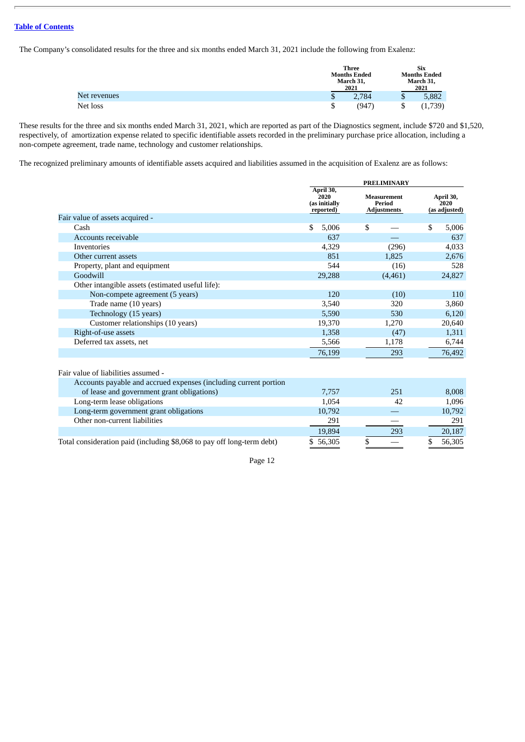The Company's consolidated results for the three and six months ended March 31, 2021 include the following from Exalenz:

| | Three Months Ended March 31, 2021 | Six Months Ended March 31, 2021 |
|---|---|---|
| Net revenues | $ 2,784 | $ 5,882 |
| Net loss | $ (947) | $ (1,739) |

These results for the three and six months ended March 31, 2021, which are reported as part of the Diagnostics segment, include $720 and $1,520, respectively, of amortization expense related to specific identifiable assets recorded in the preliminary purchase price allocation, including a non-compete agreement, trade name, technology and customer relationships.

The recognized preliminary amounts of identifiable assets acquired and liabilities assumed in the acquisition of Exalenz are as follows:

| | PRELIMINARY | | |
|---|---|---|---|
| | April 30, 2020 (as initially reported) | Measurement Period Adjustments | April 30, 2020 (as adjusted) |
| Fair value of assets acquired - | | | |
| Cash | $ 5,006 | $ — | $ 5,006 |
| Accounts receivable | 637 | — | 637 |
| Inventories | 4,329 | (296) | 4,033 |
| Other current assets | 851 | 1,825 | 2,676 |
| Property, plant and equipment | 544 | (16) | 528 |
| Goodwill | 29,288 | (4,461) | 24,827 |
| Other intangible assets (estimated useful life): | | | |
| Non-compete agreement (5 years) | 120 | (10) | 110 |
| Trade name (10 years) | 3,540 | 320 | 3,860 |
| Technology (15 years) | 5,590 | 530 | 6,120 |
| Customer relationships (10 years) | 19,370 | 1,270 | 20,640 |
| Right-of-use assets | 1,358 | (47) | 1,311 |
| Deferred tax assets, net | 5,566 | 1,178 | 6,744 |
| | 76,199 | 293 | 76,492 |
| | | | |
| Fair value of liabilities assumed - | | | |
| Accounts payable and accrued expenses (including current portion of lease and government grant obligations) | 7,757 | 251 | 8,008 |
| Long-term lease obligations | 1,054 | 42 | 1,096 |
| Long-term government grant obligations | 10,792 | — | 10,792 |
| Other non-current liabilities | 291 | — | 291 |
| | 19,894 | 293 | 20,187 |
| Total consideration paid (including $8,068 to pay off long-term debt) | $ 56,305 | $ — | $ 56,305 |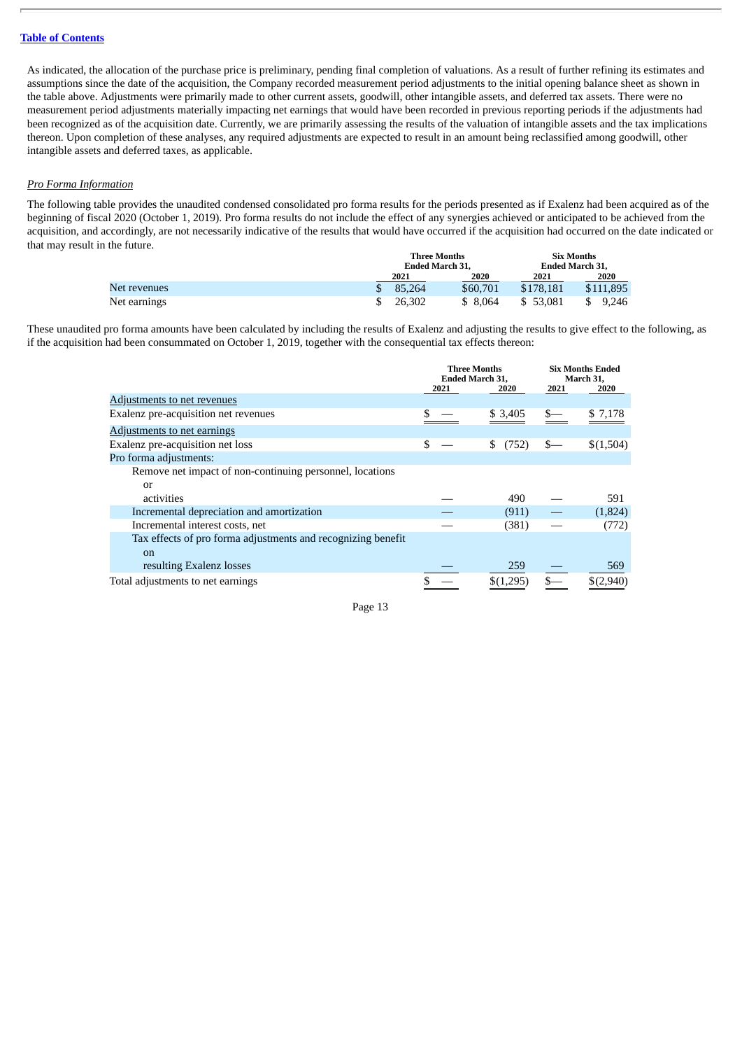As indicated, the allocation of the purchase price is preliminary, pending final completion of valuations. As a result of further refining its estimates and assumptions since the date of the acquisition, the Company recorded measurement period adjustments to the initial opening balance sheet as shown in the table above. Adjustments were primarily made to other current assets, goodwill, other intangible assets, and deferred tax assets. There were no measurement period adjustments materially impacting net earnings that would have been recorded in previous reporting periods if the adjustments had been recognized as of the acquisition date. Currently, we are primarily assessing the results of the valuation of intangible assets and the tax implications thereon. Upon completion of these analyses, any required adjustments are expected to result in an amount being reclassified among goodwill, other intangible assets and deferred taxes, as applicable.

*Pro Forma Information*

The following table provides the unaudited condensed consolidated pro forma results for the periods presented as if Exalenz had been acquired as of the beginning of fiscal 2020 (October 1, 2019). Pro forma results do not include the effect of any synergies achieved or anticipated to be achieved from the acquisition, and accordingly, are not necessarily indicative of the results that would have occurred if the acquisition had occurred on the date indicated or that may result in the future.

| | Three Months Ended March 31, | | Six Months Ended March 31, | |
|---|---|---|---|---|
| | 2021 | 2020 | 2021 | 2020 |
| Net revenues | $ 85,264 | $60,701 | $178,181 | $111,895 |
| Net earnings | $ 26,302 | $ 8,064 | $ 53,081 | $ 9,246 |

These unaudited pro forma amounts have been calculated by including the results of Exalenz and adjusting the results to give effect to the following, as if the acquisition had been consummated on October 1, 2019, together with the consequential tax effects thereon:

| | Three Months Ended March 31, | | Six Months Ended March 31, | |
|---|---|---|---|---|
| | 2021 | 2020 | 2021 | 2020 |
| Adjustments to net revenues | | | | |
| Exalenz pre-acquisition net revenues | $ — | $ 3,405 | $— | $ 7,178 |
| Adjustments to net earnings | | | | |
| Exalenz pre-acquisition net loss | $ — | $ (752) | $— | $(1,504) |
| Pro forma adjustments: | | | | |
| Remove net impact of non-continuing personnel, locations or activities | — | 490 | — | 591 |
| Incremental depreciation and amortization | — | (911) | — | (1,824) |
| Incremental interest costs, net | — | (381) | — | (772) |
| Tax effects of pro forma adjustments and recognizing benefit on resulting Exalenz losses | — | 259 | — | 569 |
| Total adjustments to net earnings | $ — | $(1,295) | $— | $(2,940) |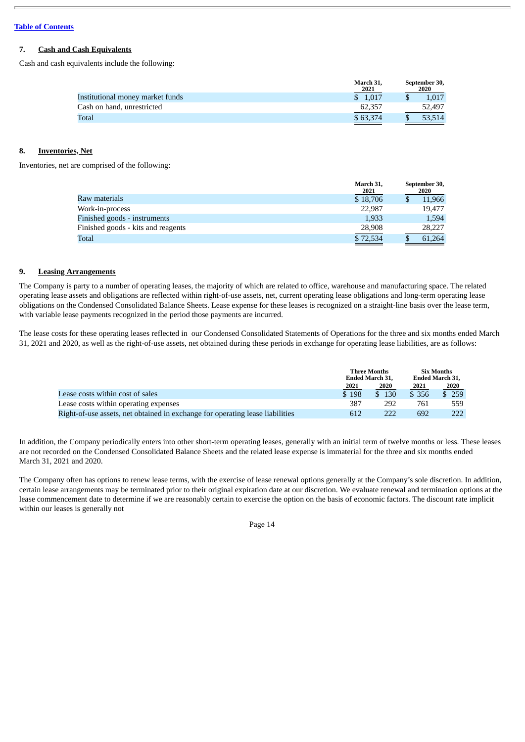[Table of Contents](#)

## 7. Cash and Cash Equivalents

Cash and cash equivalents include the following:

| | March 31, 2021 | September 30, 2020 |
|---|---|---|
| Institutional money market funds | $ 1,017 | $ 1,017 |
| Cash on hand, unrestricted | 62,357 | 52,497 |
| Total | $ 63,374 | $ 53,514 |

## 8. Inventories, Net

Inventories, net are comprised of the following:

| | March 31, 2021 | September 30, 2020 |
|---|---|---|
| Raw materials | $ 18,706 | $ 11,966 |
| Work-in-process | 22,987 | 19,477 |
| Finished goods - instruments | 1,933 | 1,594 |
| Finished goods - kits and reagents | 28,908 | 28,227 |
| Total | $ 72,534 | $ 61,264 |

## 9. Leasing Arrangements

The Company is party to a number of operating leases, the majority of which are related to office, warehouse and manufacturing space. The related operating lease assets and obligations are reflected within right-of-use assets, net, current operating lease obligations and long-term operating lease obligations on the Condensed Consolidated Balance Sheets. Lease expense for these leases is recognized on a straight-line basis over the lease term, with variable lease payments recognized in the period those payments are incurred.

The lease costs for these operating leases reflected in our Condensed Consolidated Statements of Operations for the three and six months ended March 31, 2021 and 2020, as well as the right-of-use assets, net obtained during these periods in exchange for operating lease liabilities, are as follows:

| | Three Months Ended March 31, | | Six Months Ended March 31, | |
|---|---|---|---|---|
| | 2021 | 2020 | 2021 | 2020 |
| Lease costs within cost of sales | $ 198 | $ 130 | $ 356 | $ 259 |
| Lease costs within operating expenses | 387 | 292 | 761 | 559 |
| Right-of-use assets, net obtained in exchange for operating lease liabilities | 612 | 222 | 692 | 222 |

In addition, the Company periodically enters into other short-term operating leases, generally with an initial term of twelve months or less. These leases are not recorded on the Condensed Consolidated Balance Sheets and the related lease expense is immaterial for the three and six months ended March 31, 2021 and 2020.

The Company often has options to renew lease terms, with the exercise of lease renewal options generally at the Company's sole discretion. In addition, certain lease arrangements may be terminated prior to their original expiration date at our discretion. We evaluate renewal and termination options at the lease commencement date to determine if we are reasonably certain to exercise the option on the basis of economic factors. The discount rate implicit within our leases is generally not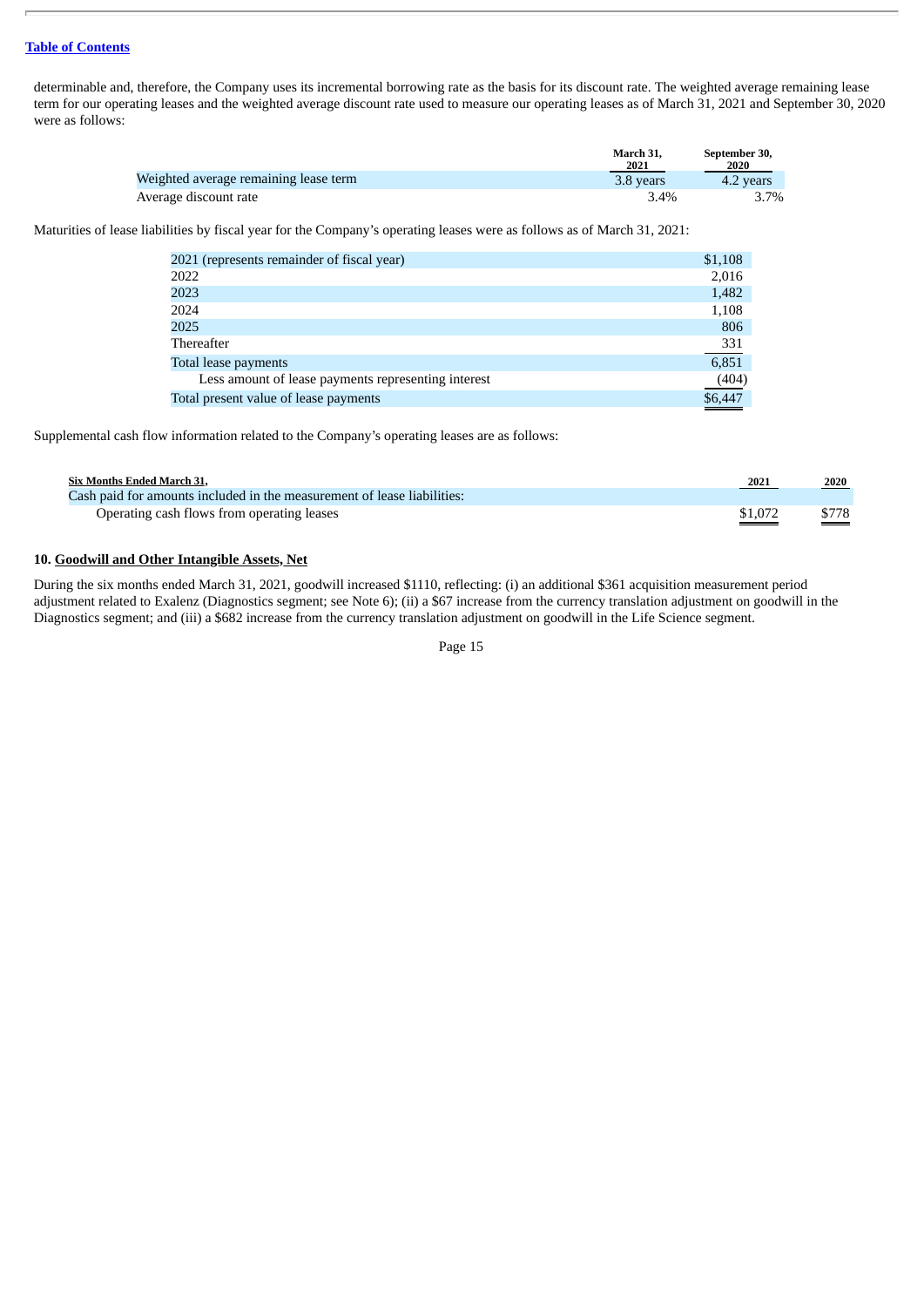determinable and, therefore, the Company uses its incremental borrowing rate as the basis for its discount rate. The weighted average remaining lease term for our operating leases and the weighted average discount rate used to measure our operating leases as of March 31, 2021 and September 30, 2020 were as follows:

| | March 31, 2021 | September 30, 2020 |
|---|---|---|
| Weighted average remaining lease term | 3.8 years | 4.2 years |
| Average discount rate | 3.4% | 3.7% |

Maturities of lease liabilities by fiscal year for the Company's operating leases were as follows as of March 31, 2021:

| | |
|---|---|
| 2021 (represents remainder of fiscal year) | $1,108 |
| 2022 | 2,016 |
| 2023 | 1,482 |
| 2024 | 1,108 |
| 2025 | 806 |
| Thereafter | 331 |
| Total lease payments | 6,851 |
| Less amount of lease payments representing interest | (404) |
| Total present value of lease payments | $6,447 |

Supplemental cash flow information related to the Company's operating leases are as follows:

| Six Months Ended March 31, | 2021 | 2020 |
|---|---|---|
| Cash paid for amounts included in the measurement of lease liabilities: | | |
| Operating cash flows from operating leases | $1,072 | $778 |

## 10. Goodwill and Other Intangible Assets, Net

During the six months ended March 31, 2021, goodwill increased $1110, reflecting: (i) an additional $361 acquisition measurement period adjustment related to Exalenz (Diagnostics segment; see Note 6); (ii) a $67 increase from the currency translation adjustment on goodwill in the Diagnostics segment; and (iii) a $682 increase from the currency translation adjustment on goodwill in the Life Science segment.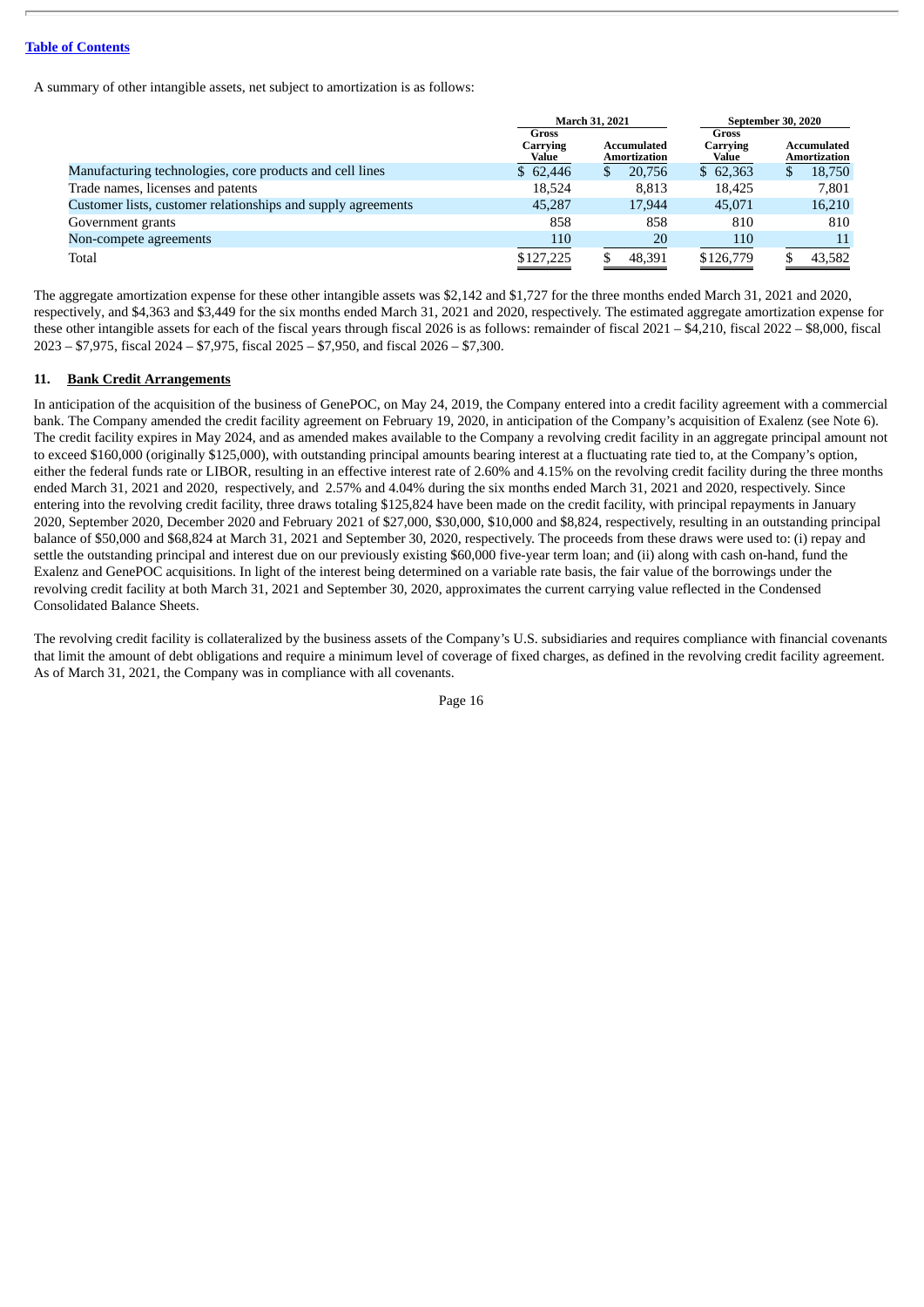A summary of other intangible assets, net subject to amortization is as follows:

| | March 31, 2021 | | September 30, 2020 | |
|---|---|---|---|---|
| | Gross Carrying Value | Accumulated Amortization | Gross Carrying Value | Accumulated Amortization |
| Manufacturing technologies, core products and cell lines | $ 62,446 | $ 20,756 | $ 62,363 | $ 18,750 |
| Trade names, licenses and patents | 18,524 | 8,813 | 18,425 | 7,801 |
| Customer lists, customer relationships and supply agreements | 45,287 | 17,944 | 45,071 | 16,210 |
| Government grants | 858 | 858 | 810 | 810 |
| Non-compete agreements | 110 | 20 | 110 | 11 |
| Total | $127,225 | $ 48,391 | $126,779 | $ 43,582 |

The aggregate amortization expense for these other intangible assets was $2,142 and $1,727 for the three months ended March 31, 2021 and 2020, respectively, and $4,363 and $3,449 for the six months ended March 31, 2021 and 2020, respectively. The estimated aggregate amortization expense for these other intangible assets for each of the fiscal years through fiscal 2026 is as follows: remainder of fiscal 2021 – $4,210, fiscal 2022 – $8,000, fiscal 2023 – $7,975, fiscal 2024 – $7,975, fiscal 2025 – $7,950, and fiscal 2026 – $7,300.

## 11. Bank Credit Arrangements

In anticipation of the acquisition of the business of GenePOC, on May 24, 2019, the Company entered into a credit facility agreement with a commercial bank. The Company amended the credit facility agreement on February 19, 2020, in anticipation of the Company's acquisition of Exalenz (see Note 6). The credit facility expires in May 2024, and as amended makes available to the Company a revolving credit facility in an aggregate principal amount not to exceed $160,000 (originally $125,000), with outstanding principal amounts bearing interest at a fluctuating rate tied to, at the Company's option, either the federal funds rate or LIBOR, resulting in an effective interest rate of 2.60% and 4.15% on the revolving credit facility during the three months ended March 31, 2021 and 2020, respectively, and 2.57% and 4.04% during the six months ended March 31, 2021 and 2020, respectively. Since entering into the revolving credit facility, three draws totaling $125,824 have been made on the credit facility, with principal repayments in January 2020, September 2020, December 2020 and February 2021 of $27,000, $30,000, $10,000 and $8,824, respectively, resulting in an outstanding principal balance of $50,000 and $68,824 at March 31, 2021 and September 30, 2020, respectively. The proceeds from these draws were used to: (i) repay and settle the outstanding principal and interest due on our previously existing $60,000 five-year term loan; and (ii) along with cash on-hand, fund the Exalenz and GenePOC acquisitions. In light of the interest being determined on a variable rate basis, the fair value of the borrowings under the revolving credit facility at both March 31, 2021 and September 30, 2020, approximates the current carrying value reflected in the Condensed Consolidated Balance Sheets.

The revolving credit facility is collateralized by the business assets of the Company's U.S. subsidiaries and requires compliance with financial covenants that limit the amount of debt obligations and require a minimum level of coverage of fixed charges, as defined in the revolving credit facility agreement. As of March 31, 2021, the Company was in compliance with all covenants.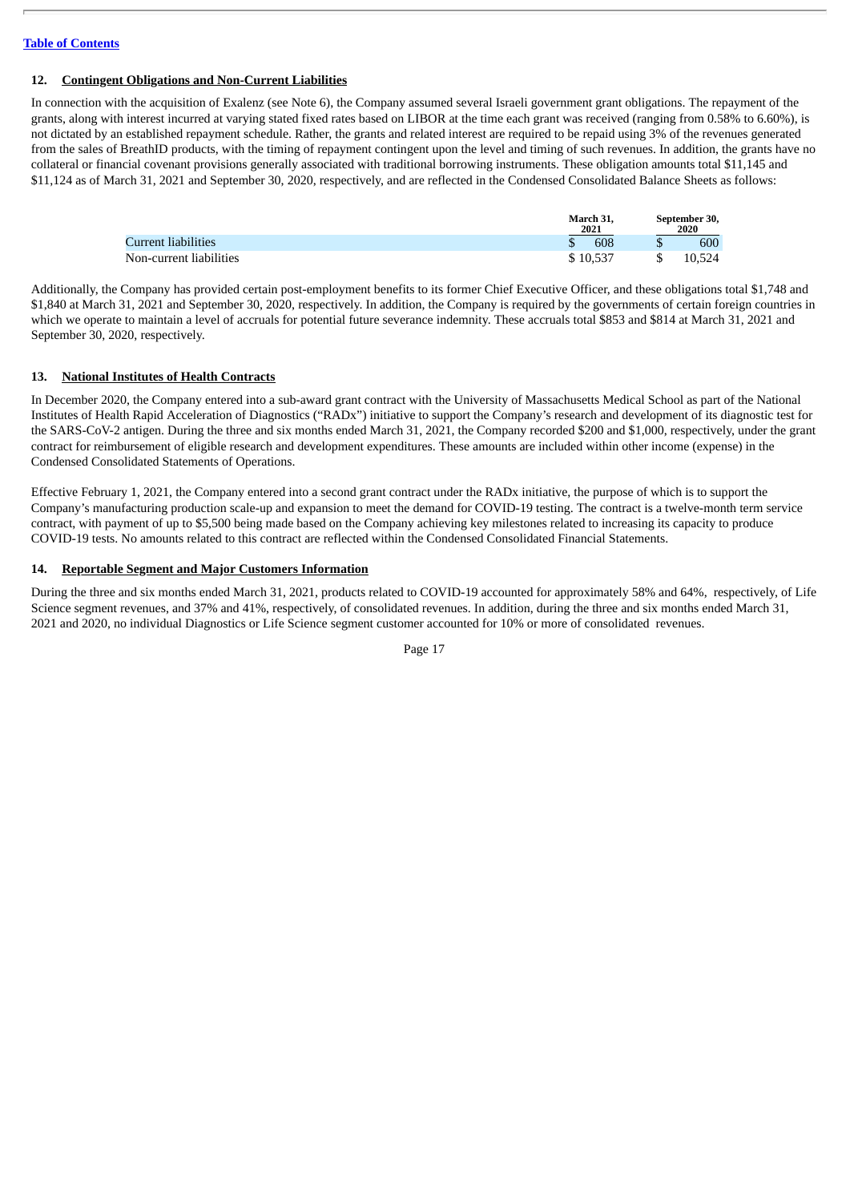[Table of Contents](#)

## 12. Contingent Obligations and Non-Current Liabilities

In connection with the acquisition of Exalenz (see Note 6), the Company assumed several Israeli government grant obligations. The repayment of the grants, along with interest incurred at varying stated fixed rates based on LIBOR at the time each grant was received (ranging from 0.58% to 6.60%), is not dictated by an established repayment schedule. Rather, the grants and related interest are required to be repaid using 3% of the revenues generated from the sales of BreathID products, with the timing of repayment contingent upon the level and timing of such revenues. In addition, the grants have no collateral or financial covenant provisions generally associated with traditional borrowing instruments. These obligation amounts total $11,145 and $11,124 as of March 31, 2021 and September 30, 2020, respectively, and are reflected in the Condensed Consolidated Balance Sheets as follows:

| | March 31, 2021 | September 30, 2020 |
|---|---|---|
| Current liabilities | $ 608 | $ 600 |
| Non-current liabilities | $ 10,537 | $ 10,524 |

Additionally, the Company has provided certain post-employment benefits to its former Chief Executive Officer, and these obligations total $1,748 and $1,840 at March 31, 2021 and September 30, 2020, respectively. In addition, the Company is required by the governments of certain foreign countries in which we operate to maintain a level of accruals for potential future severance indemnity. These accruals total $853 and $814 at March 31, 2021 and September 30, 2020, respectively.

## 13. National Institutes of Health Contracts

In December 2020, the Company entered into a sub-award grant contract with the University of Massachusetts Medical School as part of the National Institutes of Health Rapid Acceleration of Diagnostics ("RADx") initiative to support the Company's research and development of its diagnostic test for the SARS-CoV-2 antigen. During the three and six months ended March 31, 2021, the Company recorded $200 and $1,000, respectively, under the grant contract for reimbursement of eligible research and development expenditures. These amounts are included within other income (expense) in the Condensed Consolidated Statements of Operations.

Effective February 1, 2021, the Company entered into a second grant contract under the RADx initiative, the purpose of which is to support the Company's manufacturing production scale-up and expansion to meet the demand for COVID-19 testing. The contract is a twelve-month term service contract, with payment of up to $5,500 being made based on the Company achieving key milestones related to increasing its capacity to produce COVID-19 tests. No amounts related to this contract are reflected within the Condensed Consolidated Financial Statements.

## 14. Reportable Segment and Major Customers Information

During the three and six months ended March 31, 2021, products related to COVID-19 accounted for approximately 58% and 64%, respectively, of Life Science segment revenues, and 37% and 41%, respectively, of consolidated revenues. In addition, during the three and six months ended March 31, 2021 and 2020, no individual Diagnostics or Life Science segment customer accounted for 10% or more of consolidated revenues.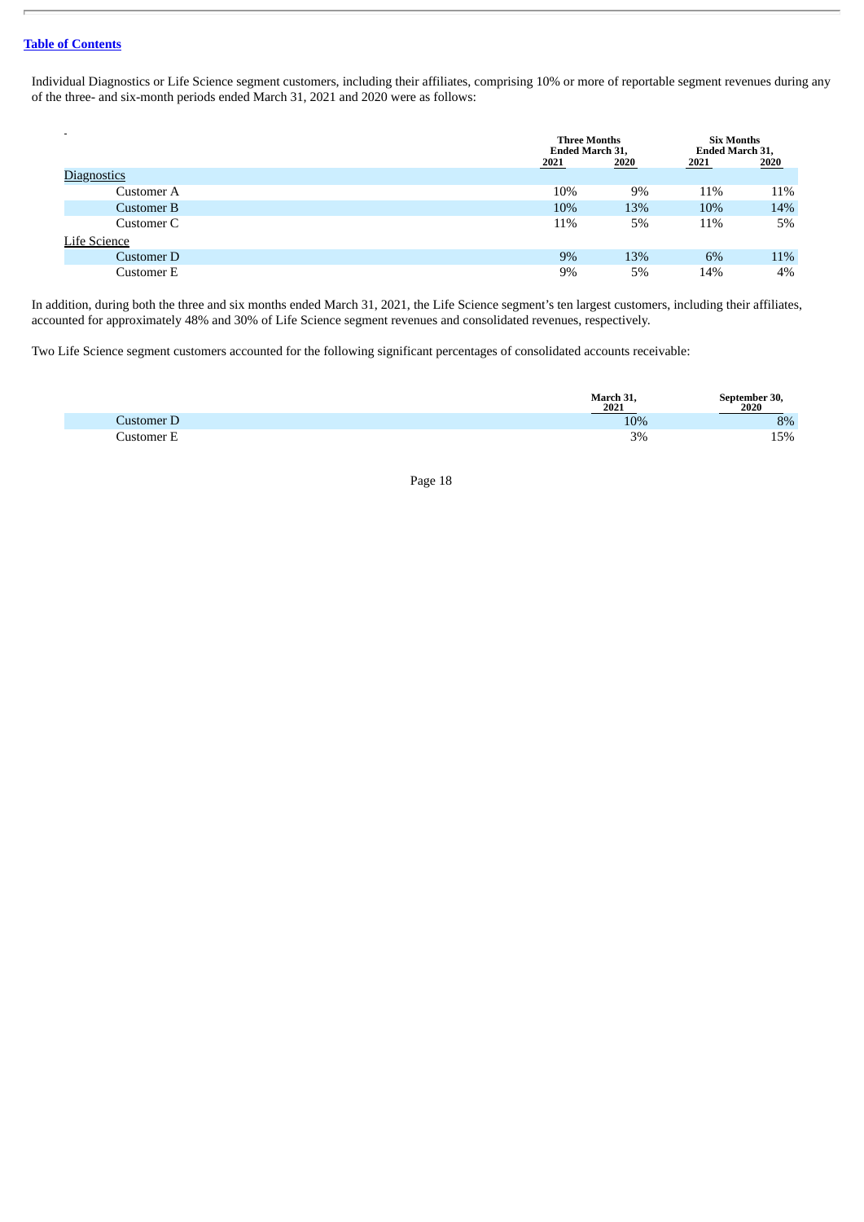Individual Diagnostics or Life Science segment customers, including their affiliates, comprising 10% or more of reportable segment revenues during any of the three- and six-month periods ended March 31, 2021 and 2020 were as follows:

| | Three Months Ended March 31, | | Six Months Ended March 31, | |
|---|---|---|---|---|
| | 2021 | 2020 | 2021 | 2020 |
| Diagnostics | | | | |
| Customer A | 10% | 9% | 11% | 11% |
| Customer B | 10% | 13% | 10% | 14% |
| Customer C | 11% | 5% | 11% | 5% |
| Life Science | | | | |
| Customer D | 9% | 13% | 6% | 11% |
| Customer E | 9% | 5% | 14% | 4% |

In addition, during both the three and six months ended March 31, 2021, the Life Science segment's ten largest customers, including their affiliates, accounted for approximately 48% and 30% of Life Science segment revenues and consolidated revenues, respectively.

Two Life Science segment customers accounted for the following significant percentages of consolidated accounts receivable:

| | March 31, 2021 | September 30, 2020 |
|---|---|---|
| Customer D | 10% | 8% |
| Customer E | 3% | 15% |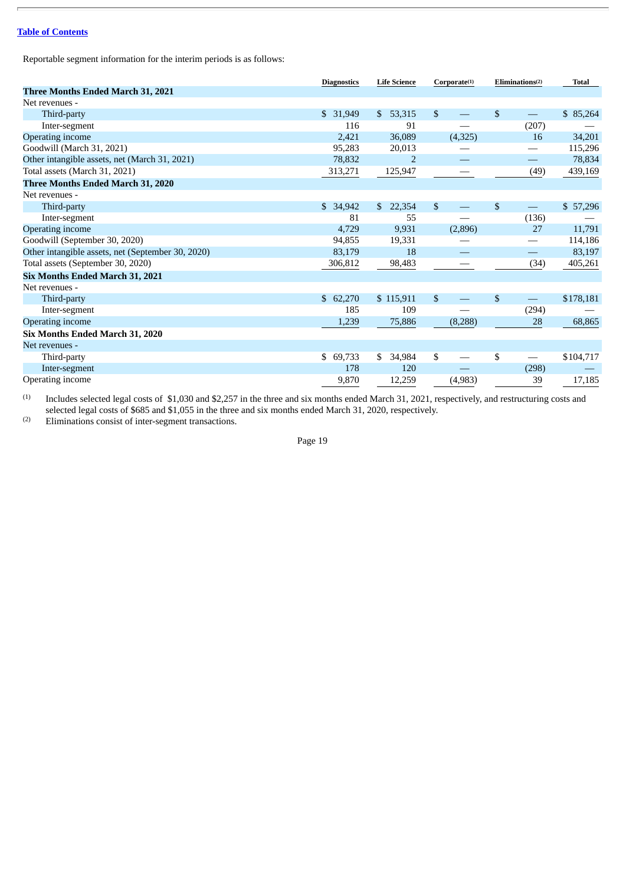Reportable segment information for the interim periods is as follows:

| | Diagnostics | Life Science | Corporate[1] | Eliminations[2] | Total |
|---|---|---|---|---|---|
| **Three Months Ended March 31, 2021** | | | | | |
| Net revenues - | | | | | |
| Third-party | $ 31,949 | $ 53,315 | $ — | $ — | $ 85,264 |
| Inter-segment | 116 | 91 | — | (207) | — |
| Operating income | 2,421 | 36,089 | (4,325) | 16 | 34,201 |
| Goodwill (March 31, 2021) | 95,283 | 20,013 | — | — | 115,296 |
| Other intangible assets, net (March 31, 2021) | 78,832 | 2 | — | — | 78,834 |
| Total assets (March 31, 2021) | 313,271 | 125,947 | — | (49) | 439,169 |
| **Three Months Ended March 31, 2020** | | | | | |
| Net revenues - | | | | | |
| Third-party | $ 34,942 | $ 22,354 | $ — | $ — | $ 57,296 |
| Inter-segment | 81 | 55 | — | (136) | — |
| Operating income | 4,729 | 9,931 | (2,896) | 27 | 11,791 |
| Goodwill (September 30, 2020) | 94,855 | 19,331 | — | — | 114,186 |
| Other intangible assets, net (September 30, 2020) | 83,179 | 18 | — | — | 83,197 |
| Total assets (September 30, 2020) | 306,812 | 98,483 | — | (34) | 405,261 |
| **Six Months Ended March 31, 2021** | | | | | |
| Net revenues - | | | | | |
| Third-party | $ 62,270 | $ 115,911 | $ — | $ — | $178,181 |
| Inter-segment | 185 | 109 | — | (294) | — |
| Operating income | 1,239 | 75,886 | (8,288) | 28 | 68,865 |
| **Six Months Ended March 31, 2020** | | | | | |
| Net revenues - | | | | | |
| Third-party | $ 69,733 | $ 34,984 | $ — | $ — | $104,717 |
| Inter-segment | 178 | 120 | — | (298) | — |
| Operating income | 9,870 | 12,259 | (4,983) | 39 | 17,185 |

(1) Includes selected legal costs of $1,030 and $2,257 in the three and six months ended March 31, 2021, respectively, and restructuring costs and selected legal costs of $685 and $1,055 in the three and six months ended March 31, 2020, respectively.

(2) Eliminations consist of inter-segment transactions.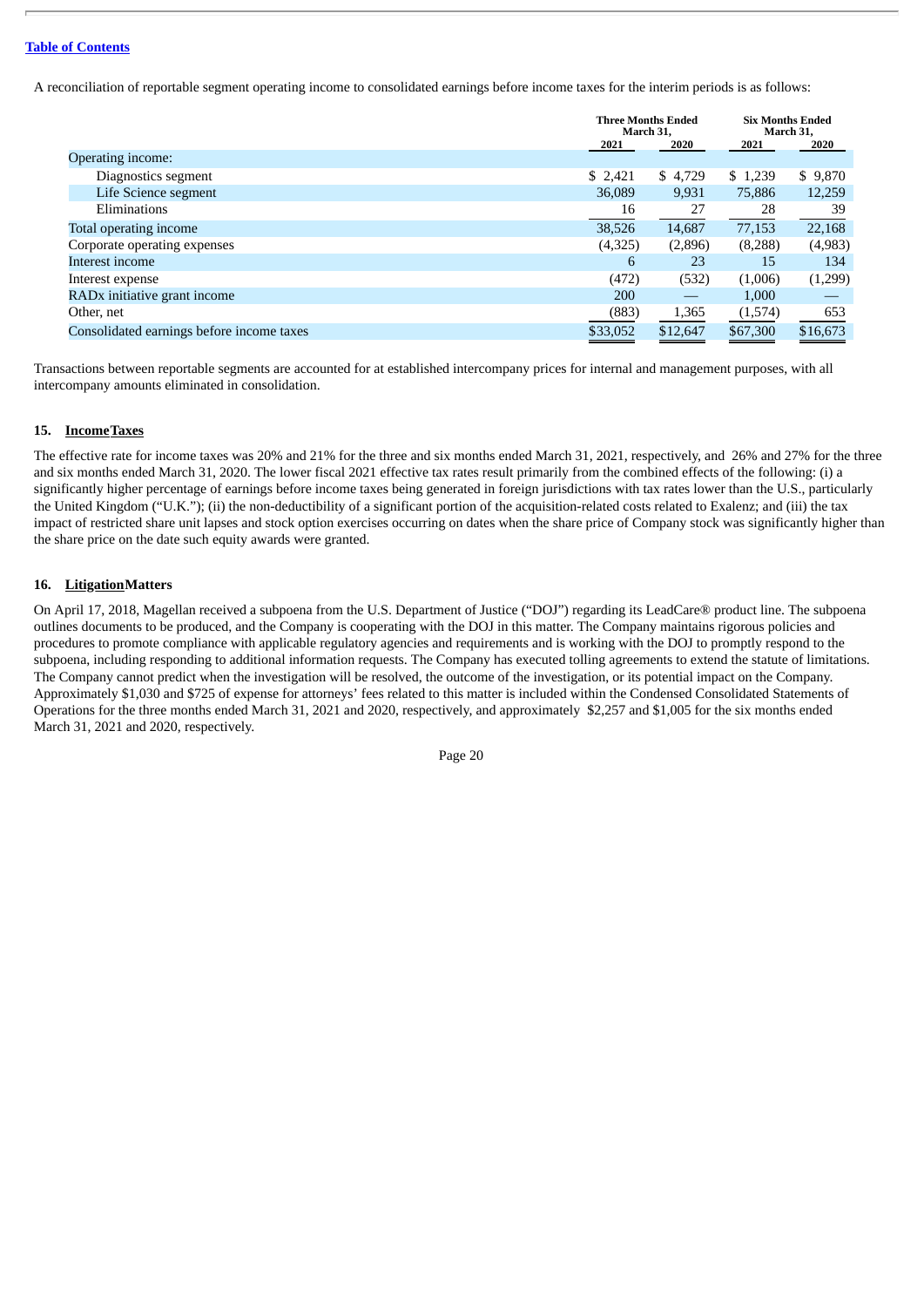[Table of Contents](#)

A reconciliation of reportable segment operating income to consolidated earnings before income taxes for the interim periods is as follows:

| | Three Months Ended March 31, | | Six Months Ended March 31, | |
|---|---|---|---|---|
| | 2021 | 2020 | 2021 | 2020 |
| Operating income: | | | | |
| Diagnostics segment | $ 2,421 | $ 4,729 | $ 1,239 | $ 9,870 |
| Life Science segment | 36,089 | 9,931 | 75,886 | 12,259 |
| Eliminations | 16 | 27 | 28 | 39 |
| Total operating income | 38,526 | 14,687 | 77,153 | 22,168 |
| Corporate operating expenses | (4,325) | (2,896) | (8,288) | (4,983) |
| Interest income | 6 | 23 | 15 | 134 |
| Interest expense | (472) | (532) | (1,006) | (1,299) |
| RADx initiative grant income | 200 | — | 1,000 | — |
| Other, net | (883) | 1,365 | (1,574) | 653 |
| Consolidated earnings before income taxes | $33,052 | $12,647 | $67,300 | $16,673 |

Transactions between reportable segments are accounted for at established intercompany prices for internal and management purposes, with all intercompany amounts eliminated in consolidation.

## 15. Income Taxes

The effective rate for income taxes was 20% and 21% for the three and six months ended March 31, 2021, respectively, and 26% and 27% for the three and six months ended March 31, 2020. The lower fiscal 2021 effective tax rates result primarily from the combined effects of the following: (i) a significantly higher percentage of earnings before income taxes being generated in foreign jurisdictions with tax rates lower than the U.S., particularly the United Kingdom ("U.K."); (ii) the non-deductibility of a significant portion of the acquisition-related costs related to Exalenz; and (iii) the tax impact of restricted share unit lapses and stock option exercises occurring on dates when the share price of Company stock was significantly higher than the share price on the date such equity awards were granted.

## 16. Litigation Matters

On April 17, 2018, Magellan received a subpoena from the U.S. Department of Justice ("DOJ") regarding its LeadCare® product line. The subpoena outlines documents to be produced, and the Company is cooperating with the DOJ in this matter. The Company maintains rigorous policies and procedures to promote compliance with applicable regulatory agencies and requirements and is working with the DOJ to promptly respond to the subpoena, including responding to additional information requests. The Company has executed tolling agreements to extend the statute of limitations. The Company cannot predict when the investigation will be resolved, the outcome of the investigation, or its potential impact on the Company. Approximately $1,030 and $725 of expense for attorneys' fees related to this matter is included within the Condensed Consolidated Statements of Operations for the three months ended March 31, 2021 and 2020, respectively, and approximately $2,257 and $1,005 for the six months ended March 31, 2021 and 2020, respectively.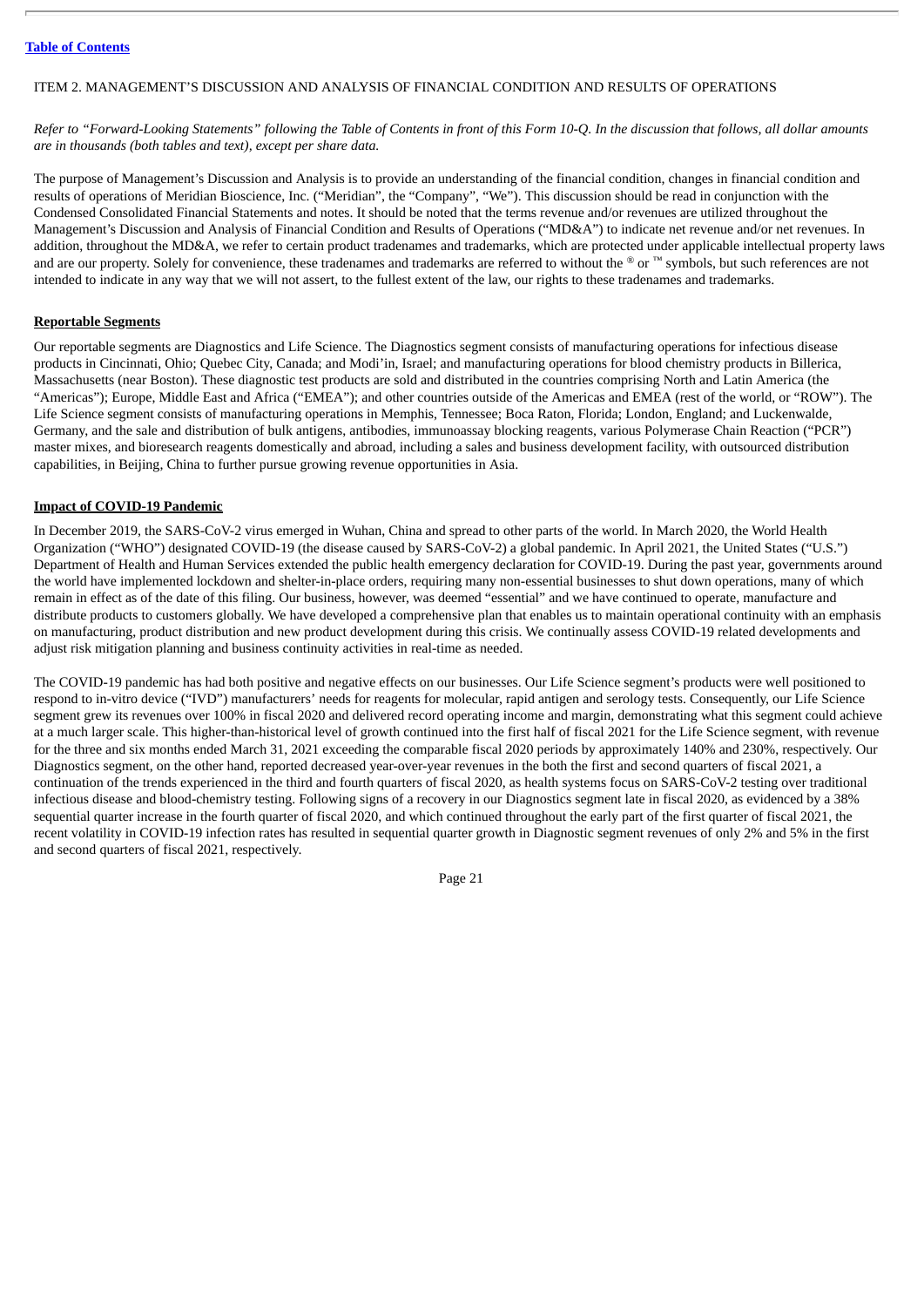[Table of Contents](#)

ITEM 2. MANAGEMENT'S DISCUSSION AND ANALYSIS OF FINANCIAL CONDITION AND RESULTS OF OPERATIONS

*Refer to "Forward-Looking Statements" following the Table of Contents in front of this Form 10-Q. In the discussion that follows, all dollar amounts are in thousands (both tables and text), except per share data.*

The purpose of Management's Discussion and Analysis is to provide an understanding of the financial condition, changes in financial condition and results of operations of Meridian Bioscience, Inc. ("Meridian", the "Company", "We"). This discussion should be read in conjunction with the Condensed Consolidated Financial Statements and notes. It should be noted that the terms revenue and/or revenues are utilized throughout the Management's Discussion and Analysis of Financial Condition and Results of Operations ("MD&A") to indicate net revenue and/or net revenues. In addition, throughout the MD&A, we refer to certain product tradenames and trademarks, which are protected under applicable intellectual property laws and are our property. Solely for convenience, these tradenames and trademarks are referred to without the ® or ™ symbols, but such references are not intended to indicate in any way that we will not assert, to the fullest extent of the law, our rights to these tradenames and trademarks.

**Reportable Segments**

Our reportable segments are Diagnostics and Life Science. The Diagnostics segment consists of manufacturing operations for infectious disease products in Cincinnati, Ohio; Quebec City, Canada; and Modi'in, Israel; and manufacturing operations for blood chemistry products in Billerica, Massachusetts (near Boston). These diagnostic test products are sold and distributed in the countries comprising North and Latin America (the "Americas"); Europe, Middle East and Africa ("EMEA"); and other countries outside of the Americas and EMEA (rest of the world, or "ROW"). The Life Science segment consists of manufacturing operations in Memphis, Tennessee; Boca Raton, Florida; London, England; and Luckenwalde, Germany, and the sale and distribution of bulk antigens, antibodies, immunoassay blocking reagents, various Polymerase Chain Reaction ("PCR") master mixes, and bioresearch reagents domestically and abroad, including a sales and business development facility, with outsourced distribution capabilities, in Beijing, China to further pursue growing revenue opportunities in Asia.

**Impact of COVID-19 Pandemic**

In December 2019, the SARS-CoV-2 virus emerged in Wuhan, China and spread to other parts of the world. In March 2020, the World Health Organization ("WHO") designated COVID-19 (the disease caused by SARS-CoV-2) a global pandemic. In April 2021, the United States ("U.S.") Department of Health and Human Services extended the public health emergency declaration for COVID-19. During the past year, governments around the world have implemented lockdown and shelter-in-place orders, requiring many non-essential businesses to shut down operations, many of which remain in effect as of the date of this filing. Our business, however, was deemed "essential" and we have continued to operate, manufacture and distribute products to customers globally. We have developed a comprehensive plan that enables us to maintain operational continuity with an emphasis on manufacturing, product distribution and new product development during this crisis. We continually assess COVID-19 related developments and adjust risk mitigation planning and business continuity activities in real-time as needed.

The COVID-19 pandemic has had both positive and negative effects on our businesses. Our Life Science segment's products were well positioned to respond to in-vitro device ("IVD") manufacturers' needs for reagents for molecular, rapid antigen and serology tests. Consequently, our Life Science segment grew its revenues over 100% in fiscal 2020 and delivered record operating income and margin, demonstrating what this segment could achieve at a much larger scale. This higher-than-historical level of growth continued into the first half of fiscal 2021 for the Life Science segment, with revenue for the three and six months ended March 31, 2021 exceeding the comparable fiscal 2020 periods by approximately 140% and 230%, respectively. Our Diagnostics segment, on the other hand, reported decreased year-over-year revenues in the both the first and second quarters of fiscal 2021, a continuation of the trends experienced in the third and fourth quarters of fiscal 2020, as health systems focus on SARS-CoV-2 testing over traditional infectious disease and blood-chemistry testing. Following signs of a recovery in our Diagnostics segment late in fiscal 2020, as evidenced by a 38% sequential quarter increase in the fourth quarter of fiscal 2020, and which continued throughout the early part of the first quarter of fiscal 2021, the recent volatility in COVID-19 infection rates has resulted in sequential quarter growth in Diagnostic segment revenues of only 2% and 5% in the first and second quarters of fiscal 2021, respectively.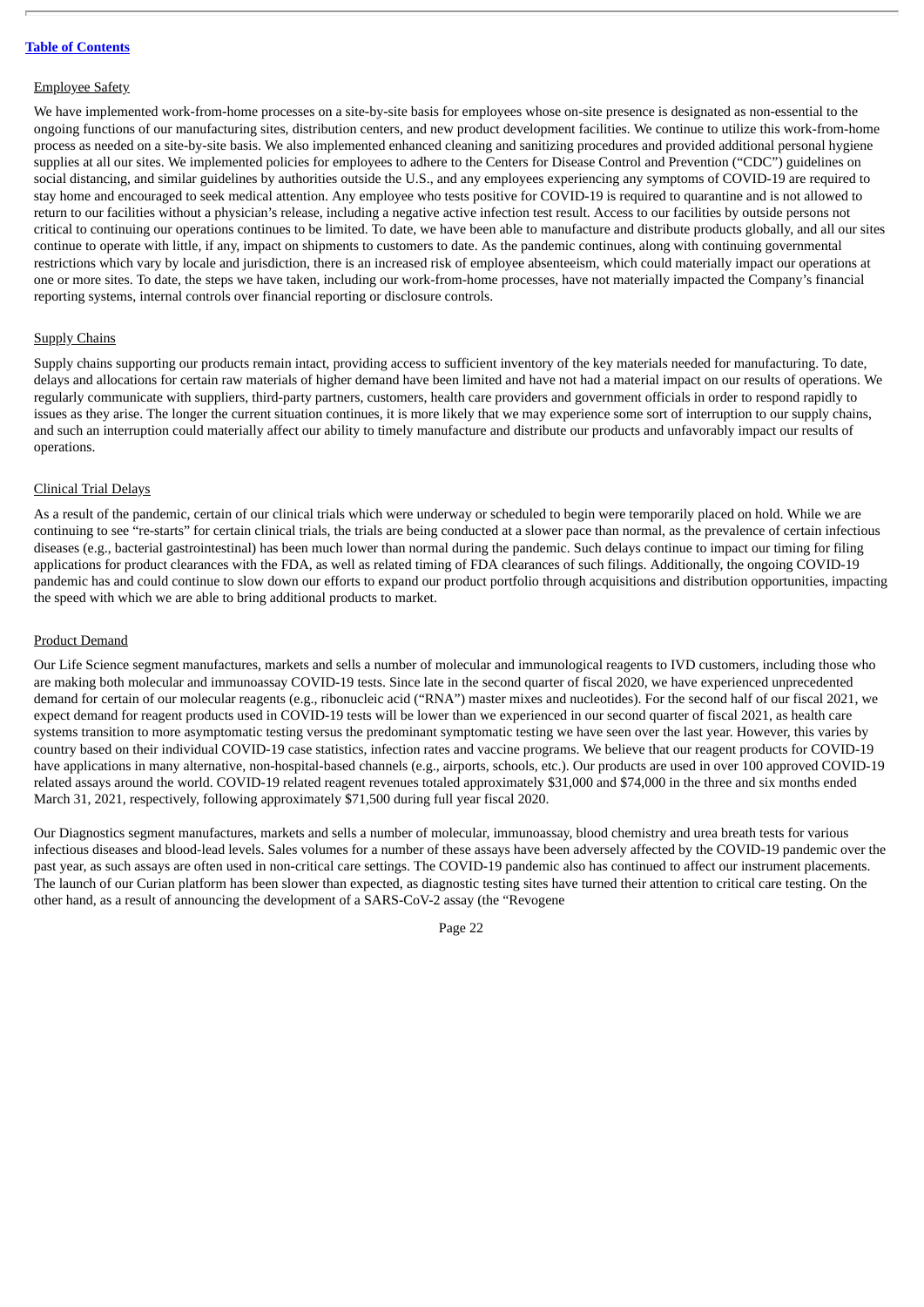Employee Safety

We have implemented work-from-home processes on a site-by-site basis for employees whose on-site presence is designated as non-essential to the ongoing functions of our manufacturing sites, distribution centers, and new product development facilities. We continue to utilize this work-from-home process as needed on a site-by-site basis. We also implemented enhanced cleaning and sanitizing procedures and provided additional personal hygiene supplies at all our sites. We implemented policies for employees to adhere to the Centers for Disease Control and Prevention ("CDC") guidelines on social distancing, and similar guidelines by authorities outside the U.S., and any employees experiencing any symptoms of COVID-19 are required to stay home and encouraged to seek medical attention. Any employee who tests positive for COVID-19 is required to quarantine and is not allowed to return to our facilities without a physician's release, including a negative active infection test result. Access to our facilities by outside persons not critical to continuing our operations continues to be limited. To date, we have been able to manufacture and distribute products globally, and all our sites continue to operate with little, if any, impact on shipments to customers to date. As the pandemic continues, along with continuing governmental restrictions which vary by locale and jurisdiction, there is an increased risk of employee absenteeism, which could materially impact our operations at one or more sites. To date, the steps we have taken, including our work-from-home processes, have not materially impacted the Company's financial reporting systems, internal controls over financial reporting or disclosure controls.

Supply Chains

Supply chains supporting our products remain intact, providing access to sufficient inventory of the key materials needed for manufacturing. To date, delays and allocations for certain raw materials of higher demand have been limited and have not had a material impact on our results of operations. We regularly communicate with suppliers, third-party partners, customers, health care providers and government officials in order to respond rapidly to issues as they arise. The longer the current situation continues, it is more likely that we may experience some sort of interruption to our supply chains, and such an interruption could materially affect our ability to timely manufacture and distribute our products and unfavorably impact our results of operations.

Clinical Trial Delays

As a result of the pandemic, certain of our clinical trials which were underway or scheduled to begin were temporarily placed on hold. While we are continuing to see "re-starts" for certain clinical trials, the trials are being conducted at a slower pace than normal, as the prevalence of certain infectious diseases (e.g., bacterial gastrointestinal) has been much lower than normal during the pandemic. Such delays continue to impact our timing for filing applications for product clearances with the FDA, as well as related timing of FDA clearances of such filings. Additionally, the ongoing COVID-19 pandemic has and could continue to slow down our efforts to expand our product portfolio through acquisitions and distribution opportunities, impacting the speed with which we are able to bring additional products to market.

Product Demand

Our Life Science segment manufactures, markets and sells a number of molecular and immunological reagents to IVD customers, including those who are making both molecular and immunoassay COVID-19 tests. Since late in the second quarter of fiscal 2020, we have experienced unprecedented demand for certain of our molecular reagents (e.g., ribonucleic acid ("RNA") master mixes and nucleotides). For the second half of our fiscal 2021, we expect demand for reagent products used in COVID-19 tests will be lower than we experienced in our second quarter of fiscal 2021, as health care systems transition to more asymptomatic testing versus the predominant symptomatic testing we have seen over the last year. However, this varies by country based on their individual COVID-19 case statistics, infection rates and vaccine programs. We believe that our reagent products for COVID-19 have applications in many alternative, non-hospital-based channels (e.g., airports, schools, etc.). Our products are used in over 100 approved COVID-19 related assays around the world. COVID-19 related reagent revenues totaled approximately $31,000 and $74,000 in the three and six months ended March 31, 2021, respectively, following approximately $71,500 during full year fiscal 2020.

Our Diagnostics segment manufactures, markets and sells a number of molecular, immunoassay, blood chemistry and urea breath tests for various infectious diseases and blood-lead levels. Sales volumes for a number of these assays have been adversely affected by the COVID-19 pandemic over the past year, as such assays are often used in non-critical care settings. The COVID-19 pandemic also has continued to affect our instrument placements. The launch of our Curian platform has been slower than expected, as diagnostic testing sites have turned their attention to critical care testing. On the other hand, as a result of announcing the development of a SARS-CoV-2 assay (the "Revogene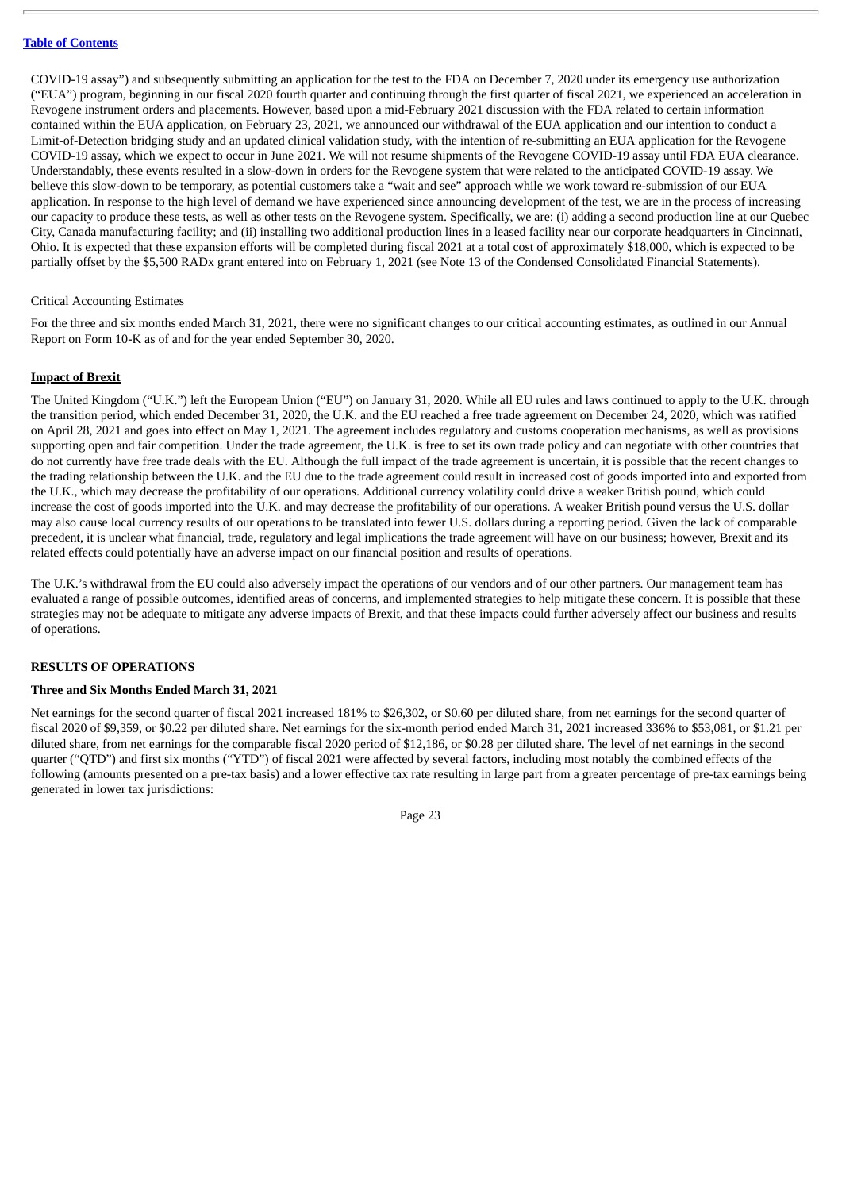COVID-19 assay") and subsequently submitting an application for the test to the FDA on December 7, 2020 under its emergency use authorization ("EUA") program, beginning in our fiscal 2020 fourth quarter and continuing through the first quarter of fiscal 2021, we experienced an acceleration in Revogene instrument orders and placements. However, based upon a mid-February 2021 discussion with the FDA related to certain information contained within the EUA application, on February 23, 2021, we announced our withdrawal of the EUA application and our intention to conduct a Limit-of-Detection bridging study and an updated clinical validation study, with the intention of re-submitting an EUA application for the Revogene COVID-19 assay, which we expect to occur in June 2021. We will not resume shipments of the Revogene COVID-19 assay until FDA EUA clearance. Understandably, these events resulted in a slow-down in orders for the Revogene system that were related to the anticipated COVID-19 assay. We believe this slow-down to be temporary, as potential customers take a "wait and see" approach while we work toward re-submission of our EUA application. In response to the high level of demand we have experienced since announcing development of the test, we are in the process of increasing our capacity to produce these tests, as well as other tests on the Revogene system. Specifically, we are: (i) adding a second production line at our Quebec City, Canada manufacturing facility; and (ii) installing two additional production lines in a leased facility near our corporate headquarters in Cincinnati, Ohio. It is expected that these expansion efforts will be completed during fiscal 2021 at a total cost of approximately $18,000, which is expected to be partially offset by the $5,500 RADx grant entered into on February 1, 2021 (see Note 13 of the Condensed Consolidated Financial Statements).

Critical Accounting Estimates

For the three and six months ended March 31, 2021, there were no significant changes to our critical accounting estimates, as outlined in our Annual Report on Form 10-K as of and for the year ended September 30, 2020.

**Impact of Brexit**

The United Kingdom ("U.K.") left the European Union ("EU") on January 31, 2020. While all EU rules and laws continued to apply to the U.K. through the transition period, which ended December 31, 2020, the U.K. and the EU reached a free trade agreement on December 24, 2020, which was ratified on April 28, 2021 and goes into effect on May 1, 2021. The agreement includes regulatory and customs cooperation mechanisms, as well as provisions supporting open and fair competition. Under the trade agreement, the U.K. is free to set its own trade policy and can negotiate with other countries that do not currently have free trade deals with the EU. Although the full impact of the trade agreement is uncertain, it is possible that the recent changes to the trading relationship between the U.K. and the EU due to the trade agreement could result in increased cost of goods imported into and exported from the U.K., which may decrease the profitability of our operations. Additional currency volatility could drive a weaker British pound, which could increase the cost of goods imported into the U.K. and may decrease the profitability of our operations. A weaker British pound versus the U.S. dollar may also cause local currency results of our operations to be translated into fewer U.S. dollars during a reporting period. Given the lack of comparable precedent, it is unclear what financial, trade, regulatory and legal implications the trade agreement will have on our business; however, Brexit and its related effects could potentially have an adverse impact on our financial position and results of operations.

The U.K.'s withdrawal from the EU could also adversely impact the operations of our vendors and of our other partners. Our management team has evaluated a range of possible outcomes, identified areas of concerns, and implemented strategies to help mitigate these concern. It is possible that these strategies may not be adequate to mitigate any adverse impacts of Brexit, and that these impacts could further adversely affect our business and results of operations.

**RESULTS OF OPERATIONS**

**Three and Six Months Ended March 31, 2021**

Net earnings for the second quarter of fiscal 2021 increased 181% to $26,302, or $0.60 per diluted share, from net earnings for the second quarter of fiscal 2020 of $9,359, or $0.22 per diluted share. Net earnings for the six-month period ended March 31, 2021 increased 336% to $53,081, or $1.21 per diluted share, from net earnings for the comparable fiscal 2020 period of $12,186, or $0.28 per diluted share. The level of net earnings in the second quarter ("QTD") and first six months ("YTD") of fiscal 2021 were affected by several factors, including most notably the combined effects of the following (amounts presented on a pre-tax basis) and a lower effective tax rate resulting in large part from a greater percentage of pre-tax earnings being generated in lower tax jurisdictions: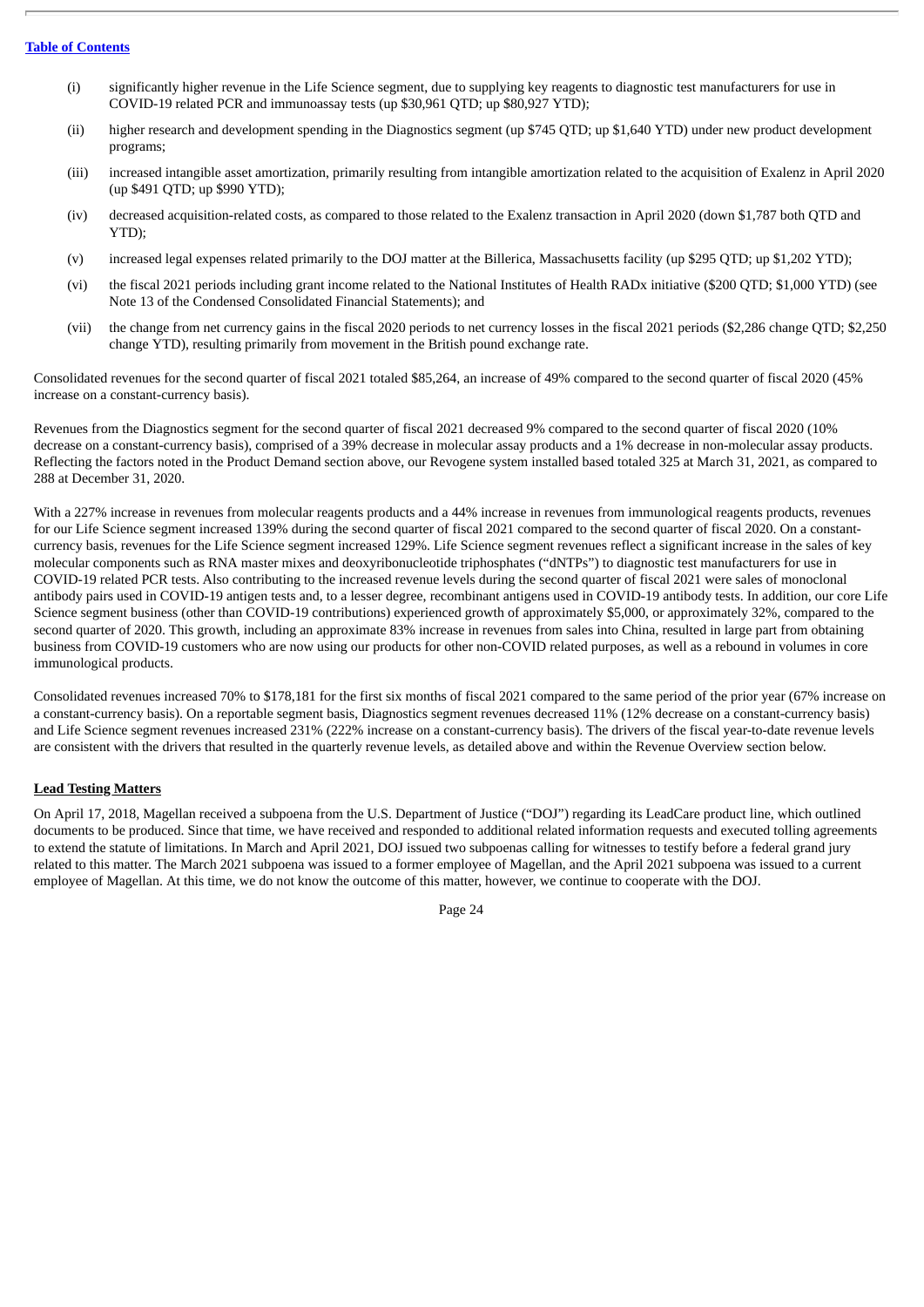(i) significantly higher revenue in the Life Science segment, due to supplying key reagents to diagnostic test manufacturers for use in COVID-19 related PCR and immunoassay tests (up $30,961 QTD; up $80,927 YTD);

(ii) higher research and development spending in the Diagnostics segment (up $745 QTD; up $1,640 YTD) under new product development programs;

(iii) increased intangible asset amortization, primarily resulting from intangible amortization related to the acquisition of Exalenz in April 2020 (up $491 QTD; up $990 YTD);

(iv) decreased acquisition-related costs, as compared to those related to the Exalenz transaction in April 2020 (down $1,787 both QTD and YTD);

(v) increased legal expenses related primarily to the DOJ matter at the Billerica, Massachusetts facility (up $295 QTD; up $1,202 YTD);

(vi) the fiscal 2021 periods including grant income related to the National Institutes of Health RADx initiative ($200 QTD; $1,000 YTD) (see Note 13 of the Condensed Consolidated Financial Statements); and

(vii) the change from net currency gains in the fiscal 2020 periods to net currency losses in the fiscal 2021 periods ($2,286 change QTD; $2,250 change YTD), resulting primarily from movement in the British pound exchange rate.

Consolidated revenues for the second quarter of fiscal 2021 totaled $85,264, an increase of 49% compared to the second quarter of fiscal 2020 (45% increase on a constant-currency basis).

Revenues from the Diagnostics segment for the second quarter of fiscal 2021 decreased 9% compared to the second quarter of fiscal 2020 (10% decrease on a constant-currency basis), comprised of a 39% decrease in molecular assay products and a 1% decrease in non-molecular assay products. Reflecting the factors noted in the Product Demand section above, our Revogene system installed based totaled 325 at March 31, 2021, as compared to 288 at December 31, 2020.

With a 227% increase in revenues from molecular reagents products and a 44% increase in revenues from immunological reagents products, revenues for our Life Science segment increased 139% during the second quarter of fiscal 2021 compared to the second quarter of fiscal 2020. On a constant-currency basis, revenues for the Life Science segment increased 129%. Life Science segment revenues reflect a significant increase in the sales of key molecular components such as RNA master mixes and deoxyribonucleotide triphosphates ("dNTPs") to diagnostic test manufacturers for use in COVID-19 related PCR tests. Also contributing to the increased revenue levels during the second quarter of fiscal 2021 were sales of monoclonal antibody pairs used in COVID-19 antigen tests and, to a lesser degree, recombinant antigens used in COVID-19 antibody tests. In addition, our core Life Science segment business (other than COVID-19 contributions) experienced growth of approximately $5,000, or approximately 32%, compared to the second quarter of 2020. This growth, including an approximate 83% increase in revenues from sales into China, resulted in large part from obtaining business from COVID-19 customers who are now using our products for other non-COVID related purposes, as well as a rebound in volumes in core immunological products.

Consolidated revenues increased 70% to $178,181 for the first six months of fiscal 2021 compared to the same period of the prior year (67% increase on a constant-currency basis). On a reportable segment basis, Diagnostics segment revenues decreased 11% (12% decrease on a constant-currency basis) and Life Science segment revenues increased 231% (222% increase on a constant-currency basis). The drivers of the fiscal year-to-date revenue levels are consistent with the drivers that resulted in the quarterly revenue levels, as detailed above and within the Revenue Overview section below.

**Lead Testing Matters**

On April 17, 2018, Magellan received a subpoena from the U.S. Department of Justice ("DOJ") regarding its LeadCare product line, which outlined documents to be produced. Since that time, we have received and responded to additional related information requests and executed tolling agreements to extend the statute of limitations. In March and April 2021, DOJ issued two subpoenas calling for witnesses to testify before a federal grand jury related to this matter. The March 2021 subpoena was issued to a former employee of Magellan, and the April 2021 subpoena was issued to a current employee of Magellan. At this time, we do not know the outcome of this matter, however, we continue to cooperate with the DOJ.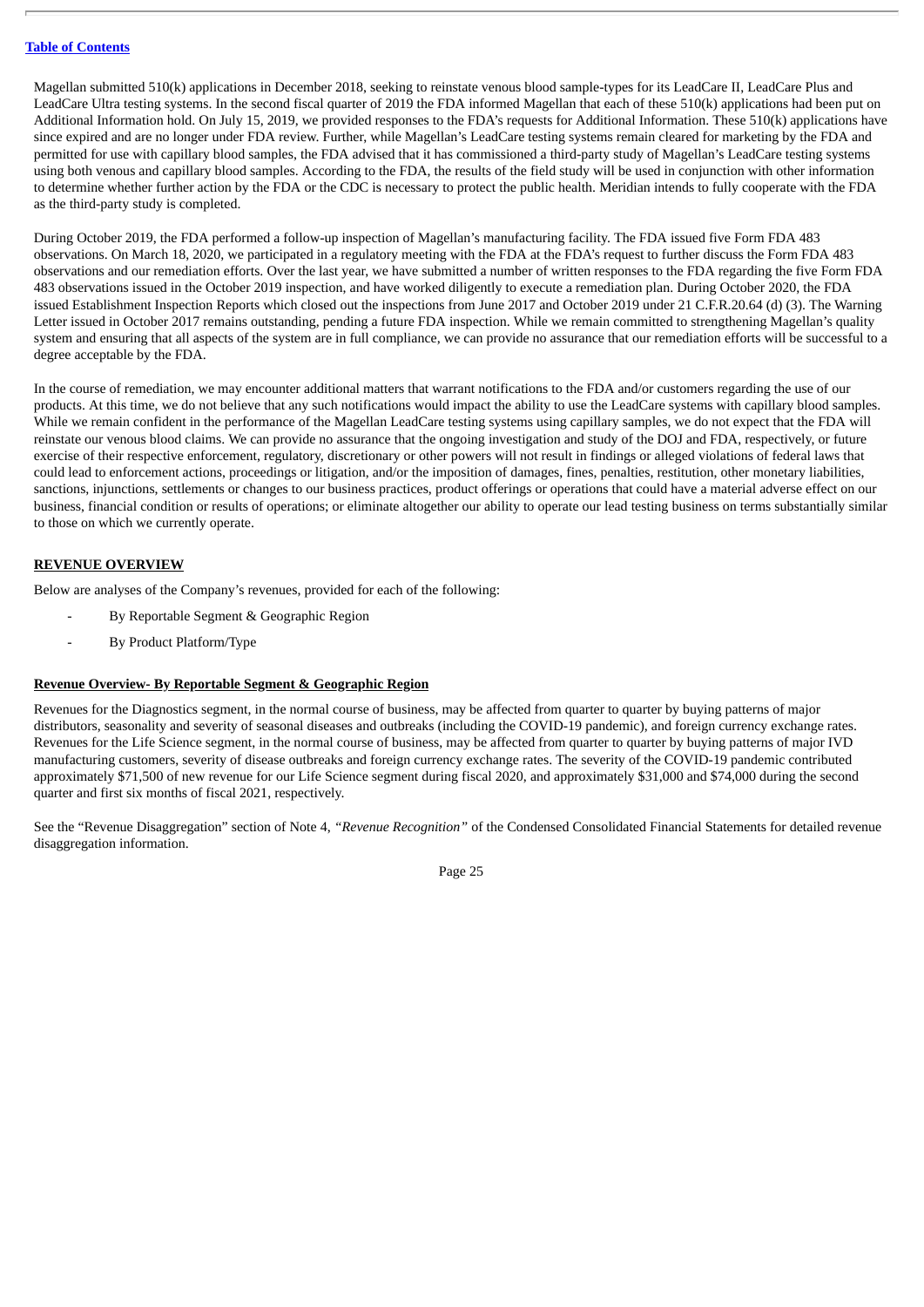Magellan submitted 510(k) applications in December 2018, seeking to reinstate venous blood sample-types for its LeadCare II, LeadCare Plus and LeadCare Ultra testing systems. In the second fiscal quarter of 2019 the FDA informed Magellan that each of these 510(k) applications had been put on Additional Information hold. On July 15, 2019, we provided responses to the FDA's requests for Additional Information. These 510(k) applications have since expired and are no longer under FDA review. Further, while Magellan's LeadCare testing systems remain cleared for marketing by the FDA and permitted for use with capillary blood samples, the FDA advised that it has commissioned a third-party study of Magellan's LeadCare testing systems using both venous and capillary blood samples. According to the FDA, the results of the field study will be used in conjunction with other information to determine whether further action by the FDA or the CDC is necessary to protect the public health. Meridian intends to fully cooperate with the FDA as the third-party study is completed.

During October 2019, the FDA performed a follow-up inspection of Magellan's manufacturing facility. The FDA issued five Form FDA 483 observations. On March 18, 2020, we participated in a regulatory meeting with the FDA at the FDA's request to further discuss the Form FDA 483 observations and our remediation efforts. Over the last year, we have submitted a number of written responses to the FDA regarding the five Form FDA 483 observations issued in the October 2019 inspection, and have worked diligently to execute a remediation plan. During October 2020, the FDA issued Establishment Inspection Reports which closed out the inspections from June 2017 and October 2019 under 21 C.F.R.20.64 (d) (3). The Warning Letter issued in October 2017 remains outstanding, pending a future FDA inspection. While we remain committed to strengthening Magellan's quality system and ensuring that all aspects of the system are in full compliance, we can provide no assurance that our remediation efforts will be successful to a degree acceptable by the FDA.

In the course of remediation, we may encounter additional matters that warrant notifications to the FDA and/or customers regarding the use of our products. At this time, we do not believe that any such notifications would impact the ability to use the LeadCare systems with capillary blood samples. While we remain confident in the performance of the Magellan LeadCare testing systems using capillary samples, we do not expect that the FDA will reinstate our venous blood claims. We can provide no assurance that the ongoing investigation and study of the DOJ and FDA, respectively, or future exercise of their respective enforcement, regulatory, discretionary or other powers will not result in findings or alleged violations of federal laws that could lead to enforcement actions, proceedings or litigation, and/or the imposition of damages, fines, penalties, restitution, other monetary liabilities, sanctions, injunctions, settlements or changes to our business practices, product offerings or operations that could have a material adverse effect on our business, financial condition or results of operations; or eliminate altogether our ability to operate our lead testing business on terms substantially similar to those on which we currently operate.

## REVENUE OVERVIEW

Below are analyses of the Company's revenues, provided for each of the following:

- By Reportable Segment & Geographic Region
- By Product Platform/Type

### Revenue Overview- By Reportable Segment & Geographic Region

Revenues for the Diagnostics segment, in the normal course of business, may be affected from quarter to quarter by buying patterns of major distributors, seasonality and severity of seasonal diseases and outbreaks (including the COVID-19 pandemic), and foreign currency exchange rates. Revenues for the Life Science segment, in the normal course of business, may be affected from quarter to quarter by buying patterns of major IVD manufacturing customers, severity of disease outbreaks and foreign currency exchange rates. The severity of the COVID-19 pandemic contributed approximately $71,500 of new revenue for our Life Science segment during fiscal 2020, and approximately $31,000 and $74,000 during the second quarter and first six months of fiscal 2021, respectively.

See the "Revenue Disaggregation" section of Note 4, *"Revenue Recognition"* of the Condensed Consolidated Financial Statements for detailed revenue disaggregation information.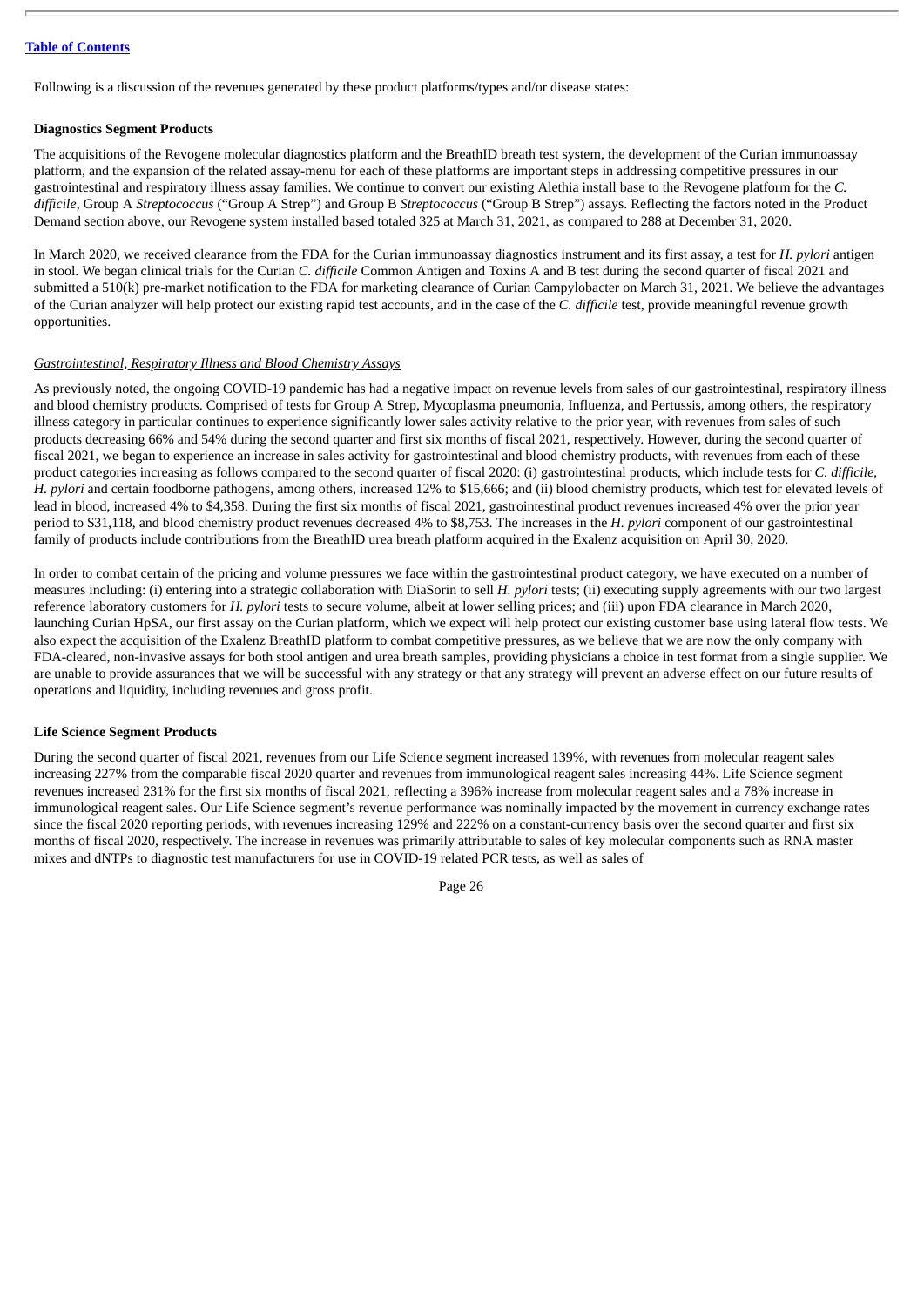Following is a discussion of the revenues generated by these product platforms/types and/or disease states:

**Diagnostics Segment Products**

The acquisitions of the Revogene molecular diagnostics platform and the BreathID breath test system, the development of the Curian immunoassay platform, and the expansion of the related assay-menu for each of these platforms are important steps in addressing competitive pressures in our gastrointestinal and respiratory illness assay families. We continue to convert our existing Alethia install base to the Revogene platform for the *C. difficile*, Group A *Streptococcus* ("Group A Strep") and Group B *Streptococcus* ("Group B Strep") assays. Reflecting the factors noted in the Product Demand section above, our Revogene system installed based totaled 325 at March 31, 2021, as compared to 288 at December 31, 2020.

In March 2020, we received clearance from the FDA for the Curian immunoassay diagnostics instrument and its first assay, a test for *H. pylori* antigen in stool. We began clinical trials for the Curian *C. difficile* Common Antigen and Toxins A and B test during the second quarter of fiscal 2021 and submitted a 510(k) pre-market notification to the FDA for marketing clearance of Curian Campylobacter on March 31, 2021. We believe the advantages of the Curian analyzer will help protect our existing rapid test accounts, and in the case of the *C. difficile* test, provide meaningful revenue growth opportunities.

*Gastrointestinal, Respiratory Illness and Blood Chemistry Assays*

As previously noted, the ongoing COVID-19 pandemic has had a negative impact on revenue levels from sales of our gastrointestinal, respiratory illness and blood chemistry products. Comprised of tests for Group A Strep, Mycoplasma pneumonia, Influenza, and Pertussis, among others, the respiratory illness category in particular continues to experience significantly lower sales activity relative to the prior year, with revenues from sales of such products decreasing 66% and 54% during the second quarter and first six months of fiscal 2021, respectively. However, during the second quarter of fiscal 2021, we began to experience an increase in sales activity for gastrointestinal and blood chemistry products, with revenues from each of these product categories increasing as follows compared to the second quarter of fiscal 2020: (i) gastrointestinal products, which include tests for *C. difficile*, *H. pylori* and certain foodborne pathogens, among others, increased 12% to $15,666; and (ii) blood chemistry products, which test for elevated levels of lead in blood, increased 4% to $4,358. During the first six months of fiscal 2021, gastrointestinal product revenues increased 4% over the prior year period to $31,118, and blood chemistry product revenues decreased 4% to $8,753. The increases in the *H. pylori* component of our gastrointestinal family of products include contributions from the BreathID urea breath platform acquired in the Exalenz acquisition on April 30, 2020.

In order to combat certain of the pricing and volume pressures we face within the gastrointestinal product category, we have executed on a number of measures including: (i) entering into a strategic collaboration with DiaSorin to sell *H. pylori* tests; (ii) executing supply agreements with our two largest reference laboratory customers for *H. pylori* tests to secure volume, albeit at lower selling prices; and (iii) upon FDA clearance in March 2020, launching Curian HpSA, our first assay on the Curian platform, which we expect will help protect our existing customer base using lateral flow tests. We also expect the acquisition of the Exalenz BreathID platform to combat competitive pressures, as we believe that we are now the only company with FDA-cleared, non-invasive assays for both stool antigen and urea breath samples, providing physicians a choice in test format from a single supplier. We are unable to provide assurances that we will be successful with any strategy or that any strategy will prevent an adverse effect on our future results of operations and liquidity, including revenues and gross profit.

**Life Science Segment Products**

During the second quarter of fiscal 2021, revenues from our Life Science segment increased 139%, with revenues from molecular reagent sales increasing 227% from the comparable fiscal 2020 quarter and revenues from immunological reagent sales increasing 44%. Life Science segment revenues increased 231% for the first six months of fiscal 2021, reflecting a 396% increase from molecular reagent sales and a 78% increase in immunological reagent sales. Our Life Science segment's revenue performance was nominally impacted by the movement in currency exchange rates since the fiscal 2020 reporting periods, with revenues increasing 129% and 222% on a constant-currency basis over the second quarter and first six months of fiscal 2020, respectively. The increase in revenues was primarily attributable to sales of key molecular components such as RNA master mixes and dNTPs to diagnostic test manufacturers for use in COVID-19 related PCR tests, as well as sales of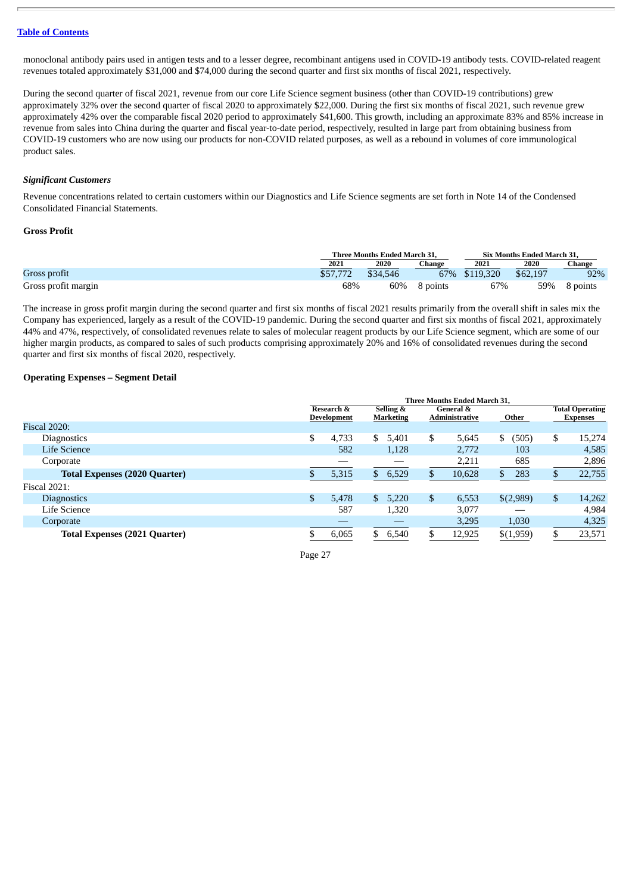monoclonal antibody pairs used in antigen tests and to a lesser degree, recombinant antigens used in COVID-19 antibody tests. COVID-related reagent revenues totaled approximately $31,000 and $74,000 during the second quarter and first six months of fiscal 2021, respectively.

During the second quarter of fiscal 2021, revenue from our core Life Science segment business (other than COVID-19 contributions) grew approximately 32% over the second quarter of fiscal 2020 to approximately $22,000. During the first six months of fiscal 2021, such revenue grew approximately 42% over the comparable fiscal 2020 period to approximately $41,600. This growth, including an approximate 83% and 85% increase in revenue from sales into China during the quarter and fiscal year-to-date period, respectively, resulted in large part from obtaining business from COVID-19 customers who are now using our products for non-COVID related purposes, as well as a rebound in volumes of core immunological product sales.

***Significant Customers***

Revenue concentrations related to certain customers within our Diagnostics and Life Science segments are set forth in Note 14 of the Condensed Consolidated Financial Statements.

**Gross Profit**

| | Three Months Ended March 31, | | | Six Months Ended March 31, | | |
|---|---|---|---|---|---|---|
| | 2021 | 2020 | Change | 2021 | 2020 | Change |
| Gross profit | $57,772 | $34,546 | 67% | $119,320 | $62,197 | 92% |
| Gross profit margin | 68% | 60% | 8 points | 67% | 59% | 8 points |

The increase in gross profit margin during the second quarter and first six months of fiscal 2021 results primarily from the overall shift in sales mix the Company has experienced, largely as a result of the COVID-19 pandemic. During the second quarter and first six months of fiscal 2021, approximately 44% and 47%, respectively, of consolidated revenues relate to sales of molecular reagent products by our Life Science segment, which are some of our higher margin products, as compared to sales of such products comprising approximately 20% and 16% of consolidated revenues during the second quarter and first six months of fiscal 2020, respectively.

**Operating Expenses – Segment Detail**

| | Three Months Ended March 31, | | | | |
|---|---|---|---|---|---|
| | Research & Development | Selling & Marketing | General & Administrative | Other | Total Operating Expenses |
| Fiscal 2020: | | | | | |
| Diagnostics | $ 4,733 | $ 5,401 | $ 5,645 | $ (505) | $ 15,274 |
| Life Science | 582 | 1,128 | 2,772 | 103 | 4,585 |
| Corporate | — | — | 2,211 | 685 | 2,896 |
| **Total Expenses (2020 Quarter)** | $ 5,315 | $ 6,529 | $ 10,628 | $ 283 | $ 22,755 |
| Fiscal 2021: | | | | | |
| Diagnostics | $ 5,478 | $ 5,220 | $ 6,553 | $(2,989) | $ 14,262 |
| Life Science | 587 | 1,320 | 3,077 | — | 4,984 |
| Corporate | — | — | 3,295 | 1,030 | 4,325 |
| **Total Expenses (2021 Quarter)** | $ 6,065 | $ 6,540 | $ 12,925 | $(1,959) | $ 23,571 |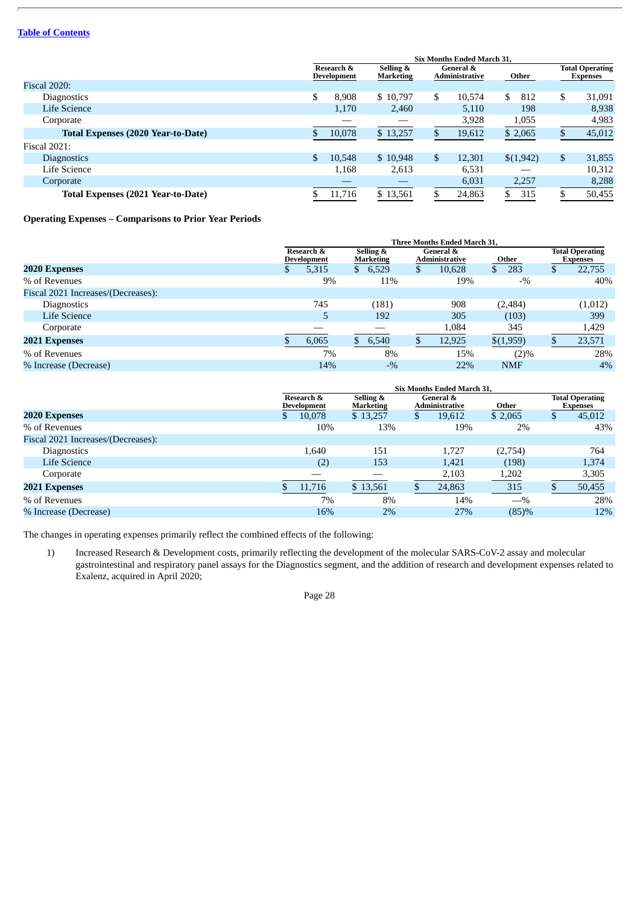[Table of Contents](#)

| | Six Months Ended March 31, | | | | |
|---|---|---|---|---|---|
| | Research & Development | Selling & Marketing | General & Administrative | Other | Total Operating Expenses |
| Fiscal 2020: | | | | | |
| Diagnostics | $ 8,908 | $ 10,797 | $ 10,574 | $ 812 | $ 31,091 |
| Life Science | 1,170 | 2,460 | 5,110 | 198 | 8,938 |
| Corporate | — | — | 3,928 | 1,055 | 4,983 |
| **Total Expenses (2020 Year-to-Date)** | $ 10,078 | $ 13,257 | $ 19,612 | $ 2,065 | $ 45,012 |
| Fiscal 2021: | | | | | |
| Diagnostics | $ 10,548 | $ 10,948 | $ 12,301 | $(1,942) | $ 31,855 |
| Life Science | 1,168 | 2,613 | 6,531 | — | 10,312 |
| Corporate | — | — | 6,031 | 2,257 | 8,288 |
| **Total Expenses (2021 Year-to-Date)** | $ 11,716 | $ 13,561 | $ 24,863 | $ 315 | $ 50,455 |

**Operating Expenses – Comparisons to Prior Year Periods**

| | Three Months Ended March 31, | | | | |
|---|---|---|---|---|---|
| | Research & Development | Selling & Marketing | General & Administrative | Other | Total Operating Expenses |
| **2020 Expenses** | $ 5,315 | $ 6,529 | $ 10,628 | $ 283 | $ 22,755 |
| % of Revenues | 9% | 11% | 19% | -% | 40% |
| Fiscal 2021 Increases/(Decreases): | | | | | |
| Diagnostics | 745 | (181) | 908 | (2,484) | (1,012) |
| Life Science | 5 | 192 | 305 | (103) | 399 |
| Corporate | — | — | 1,084 | 345 | 1,429 |
| **2021 Expenses** | $ 6,065 | $ 6,540 | $ 12,925 | $(1,959) | $ 23,571 |
| % of Revenues | 7% | 8% | 15% | (2)% | 28% |
| % Increase (Decrease) | 14% | -% | 22% | NMF | 4% |

| | Six Months Ended March 31, | | | | |
|---|---|---|---|---|---|
| | Research & Development | Selling & Marketing | General & Administrative | Other | Total Operating Expenses |
| **2020 Expenses** | $ 10,078 | $ 13,257 | $ 19,612 | $ 2,065 | $ 45,012 |
| % of Revenues | 10% | 13% | 19% | 2% | 43% |
| Fiscal 2021 Increases/(Decreases): | | | | | |
| Diagnostics | 1,640 | 151 | 1,727 | (2,754) | 764 |
| Life Science | (2) | 153 | 1,421 | (198) | 1,374 |
| Corporate | — | — | 2,103 | 1,202 | 3,305 |
| **2021 Expenses** | $ 11,716 | $ 13,561 | $ 24,863 | 315 | $ 50,455 |
| % of Revenues | 7% | 8% | 14% | —% | 28% |
| % Increase (Decrease) | 16% | 2% | 27% | (85)% | 12% |

The changes in operating expenses primarily reflect the combined effects of the following:

1) Increased Research & Development costs, primarily reflecting the development of the molecular SARS-CoV-2 assay and molecular gastrointestinal and respiratory panel assays for the Diagnostics segment, and the addition of research and development expenses related to Exalenz, acquired in April 2020;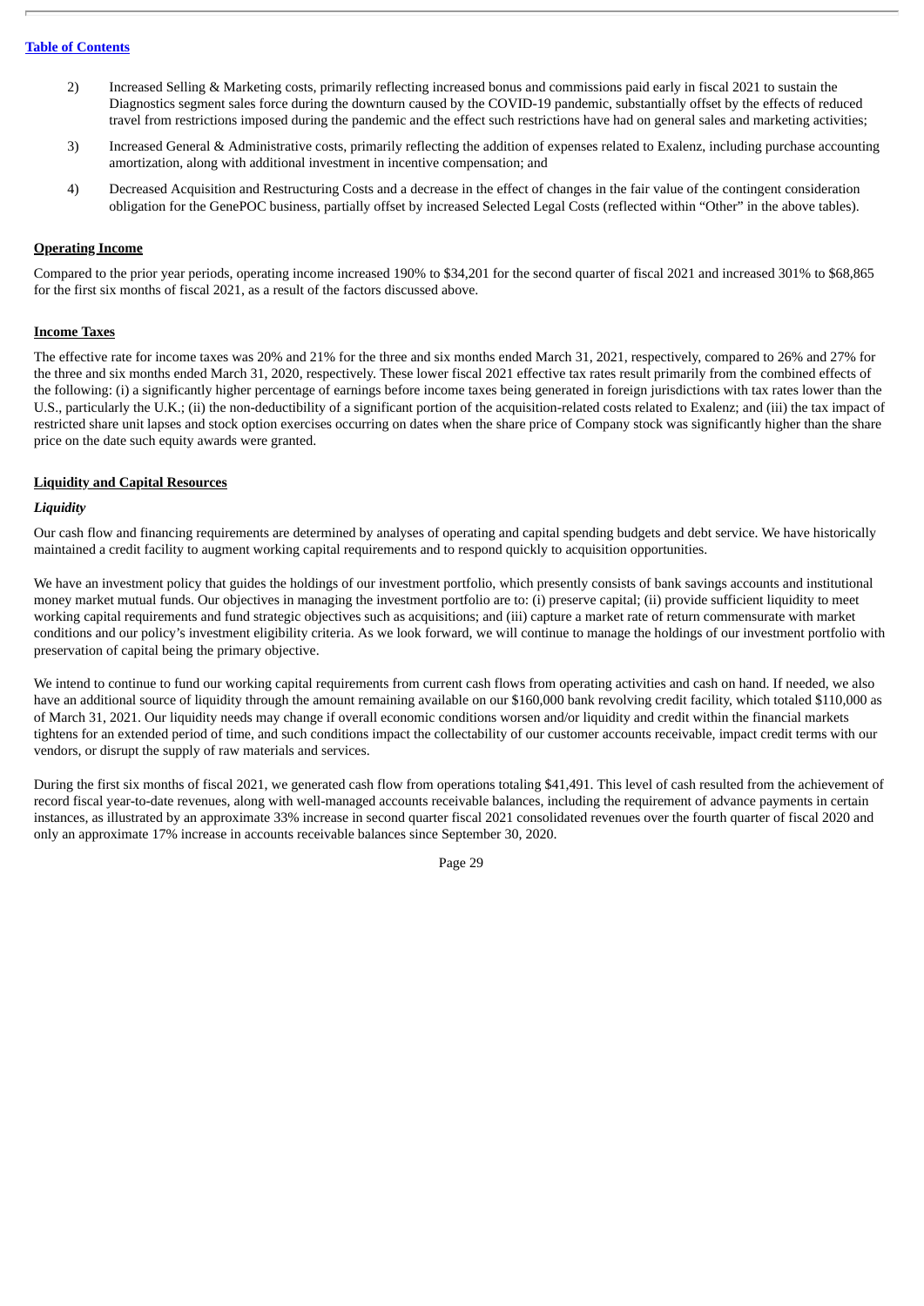2) Increased Selling & Marketing costs, primarily reflecting increased bonus and commissions paid early in fiscal 2021 to sustain the Diagnostics segment sales force during the downturn caused by the COVID-19 pandemic, substantially offset by the effects of reduced travel from restrictions imposed during the pandemic and the effect such restrictions have had on general sales and marketing activities;

3) Increased General & Administrative costs, primarily reflecting the addition of expenses related to Exalenz, including purchase accounting amortization, along with additional investment in incentive compensation; and

4) Decreased Acquisition and Restructuring Costs and a decrease in the effect of changes in the fair value of the contingent consideration obligation for the GenePOC business, partially offset by increased Selected Legal Costs (reflected within "Other" in the above tables).

**Operating Income**

Compared to the prior year periods, operating income increased 190% to $34,201 for the second quarter of fiscal 2021 and increased 301% to $68,865 for the first six months of fiscal 2021, as a result of the factors discussed above.

**Income Taxes**

The effective rate for income taxes was 20% and 21% for the three and six months ended March 31, 2021, respectively, compared to 26% and 27% for the three and six months ended March 31, 2020, respectively. These lower fiscal 2021 effective tax rates result primarily from the combined effects of the following: (i) a significantly higher percentage of earnings before income taxes being generated in foreign jurisdictions with tax rates lower than the U.S., particularly the U.K.; (ii) the non-deductibility of a significant portion of the acquisition-related costs related to Exalenz; and (iii) the tax impact of restricted share unit lapses and stock option exercises occurring on dates when the share price of Company stock was significantly higher than the share price on the date such equity awards were granted.

**Liquidity and Capital Resources**

*Liquidity*

Our cash flow and financing requirements are determined by analyses of operating and capital spending budgets and debt service. We have historically maintained a credit facility to augment working capital requirements and to respond quickly to acquisition opportunities.

We have an investment policy that guides the holdings of our investment portfolio, which presently consists of bank savings accounts and institutional money market mutual funds. Our objectives in managing the investment portfolio are to: (i) preserve capital; (ii) provide sufficient liquidity to meet working capital requirements and fund strategic objectives such as acquisitions; and (iii) capture a market rate of return commensurate with market conditions and our policy's investment eligibility criteria. As we look forward, we will continue to manage the holdings of our investment portfolio with preservation of capital being the primary objective.

We intend to continue to fund our working capital requirements from current cash flows from operating activities and cash on hand. If needed, we also have an additional source of liquidity through the amount remaining available on our $160,000 bank revolving credit facility, which totaled $110,000 as of March 31, 2021. Our liquidity needs may change if overall economic conditions worsen and/or liquidity and credit within the financial markets tightens for an extended period of time, and such conditions impact the collectability of our customer accounts receivable, impact credit terms with our vendors, or disrupt the supply of raw materials and services.

During the first six months of fiscal 2021, we generated cash flow from operations totaling $41,491. This level of cash resulted from the achievement of record fiscal year-to-date revenues, along with well-managed accounts receivable balances, including the requirement of advance payments in certain instances, as illustrated by an approximate 33% increase in second quarter fiscal 2021 consolidated revenues over the fourth quarter of fiscal 2020 and only an approximate 17% increase in accounts receivable balances since September 30, 2020.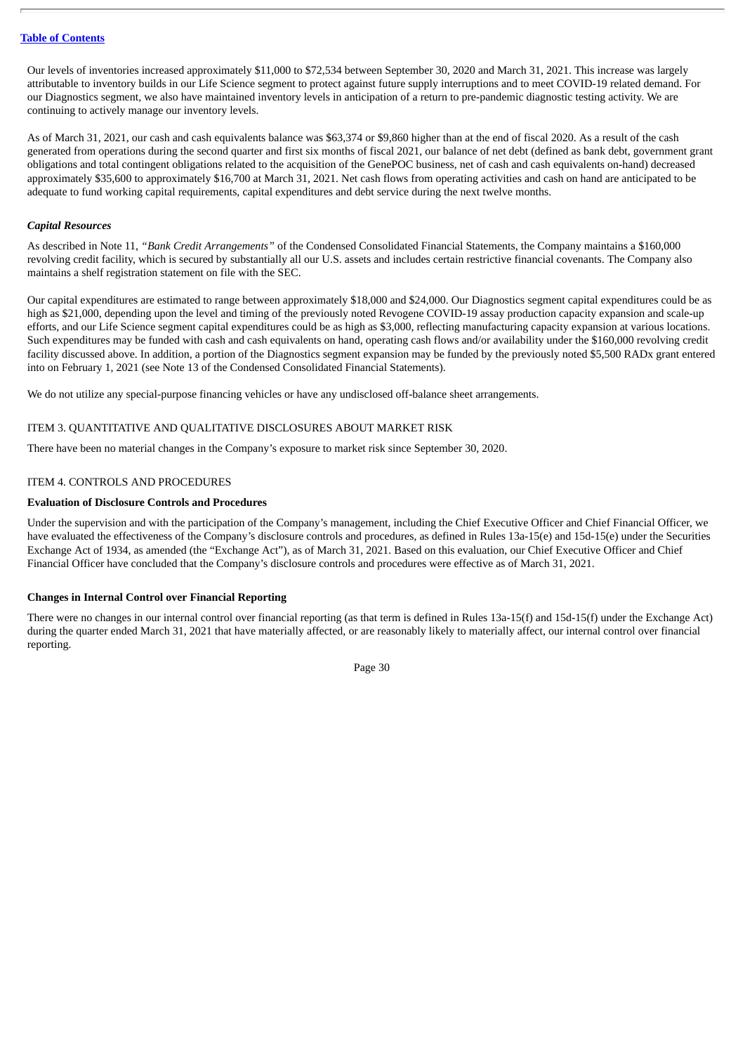Our levels of inventories increased approximately $11,000 to $72,534 between September 30, 2020 and March 31, 2021. This increase was largely attributable to inventory builds in our Life Science segment to protect against future supply interruptions and to meet COVID-19 related demand. For our Diagnostics segment, we also have maintained inventory levels in anticipation of a return to pre-pandemic diagnostic testing activity. We are continuing to actively manage our inventory levels.

As of March 31, 2021, our cash and cash equivalents balance was $63,374 or $9,860 higher than at the end of fiscal 2020. As a result of the cash generated from operations during the second quarter and first six months of fiscal 2021, our balance of net debt (defined as bank debt, government grant obligations and total contingent obligations related to the acquisition of the GenePOC business, net of cash and cash equivalents on-hand) decreased approximately $35,600 to approximately $16,700 at March 31, 2021. Net cash flows from operating activities and cash on hand are anticipated to be adequate to fund working capital requirements, capital expenditures and debt service during the next twelve months.

***Capital Resources***

As described in Note 11, *"Bank Credit Arrangements"* of the Condensed Consolidated Financial Statements, the Company maintains a $160,000 revolving credit facility, which is secured by substantially all our U.S. assets and includes certain restrictive financial covenants. The Company also maintains a shelf registration statement on file with the SEC.

Our capital expenditures are estimated to range between approximately $18,000 and $24,000. Our Diagnostics segment capital expenditures could be as high as $21,000, depending upon the level and timing of the previously noted Revogene COVID-19 assay production capacity expansion and scale-up efforts, and our Life Science segment capital expenditures could be as high as $3,000, reflecting manufacturing capacity expansion at various locations. Such expenditures may be funded with cash and cash equivalents on hand, operating cash flows and/or availability under the $160,000 revolving credit facility discussed above. In addition, a portion of the Diagnostics segment expansion may be funded by the previously noted $5,500 RADx grant entered into on February 1, 2021 (see Note 13 of the Condensed Consolidated Financial Statements).

We do not utilize any special-purpose financing vehicles or have any undisclosed off-balance sheet arrangements.

## ITEM 3. QUANTITATIVE AND QUALITATIVE DISCLOSURES ABOUT MARKET RISK

There have been no material changes in the Company's exposure to market risk since September 30, 2020.

## ITEM 4. CONTROLS AND PROCEDURES

**Evaluation of Disclosure Controls and Procedures**

Under the supervision and with the participation of the Company's management, including the Chief Executive Officer and Chief Financial Officer, we have evaluated the effectiveness of the Company's disclosure controls and procedures, as defined in Rules 13a-15(e) and 15d-15(e) under the Securities Exchange Act of 1934, as amended (the "Exchange Act"), as of March 31, 2021. Based on this evaluation, our Chief Executive Officer and Chief Financial Officer have concluded that the Company's disclosure controls and procedures were effective as of March 31, 2021.

**Changes in Internal Control over Financial Reporting**

There were no changes in our internal control over financial reporting (as that term is defined in Rules 13a-15(f) and 15d-15(f) under the Exchange Act) during the quarter ended March 31, 2021 that have materially affected, or are reasonably likely to materially affect, our internal control over financial reporting.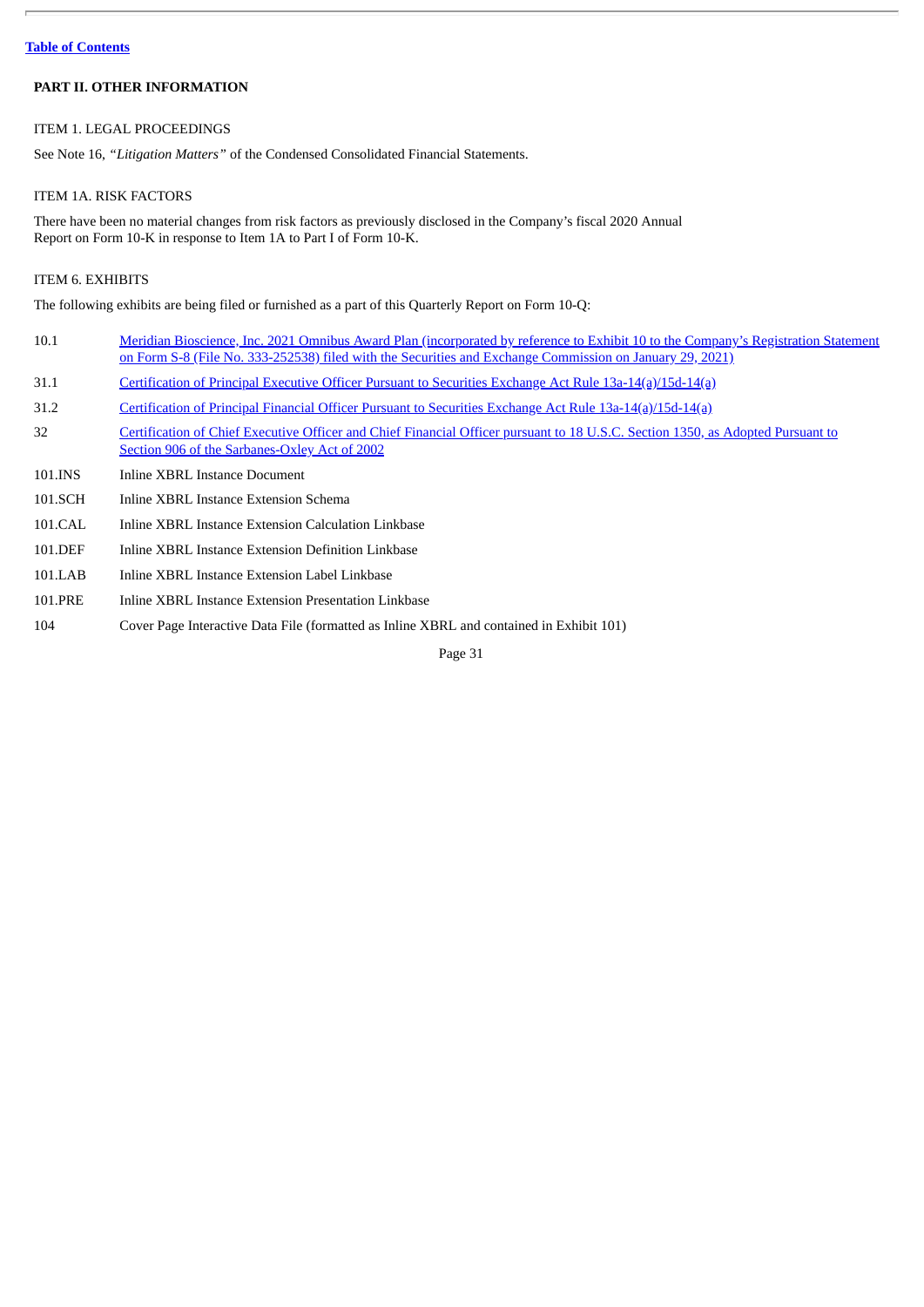[Table of Contents](#)

## PART II. OTHER INFORMATION

### ITEM 1. LEGAL PROCEEDINGS

See Note 16, *"Litigation Matters"* of the Condensed Consolidated Financial Statements.

### ITEM 1A. RISK FACTORS

There have been no material changes from risk factors as previously disclosed in the Company's fiscal 2020 Annual Report on Form 10-K in response to Item 1A to Part I of Form 10-K.

### ITEM 6. EXHIBITS

The following exhibits are being filed or furnished as a part of this Quarterly Report on Form 10-Q:

| | |
|---|---|
| 10.1 | Meridian Bioscience, Inc. 2021 Omnibus Award Plan (incorporated by reference to Exhibit 10 to the Company's Registration Statement on Form S-8 (File No. 333-252538) filed with the Securities and Exchange Commission on January 29, 2021) |
| 31.1 | Certification of Principal Executive Officer Pursuant to Securities Exchange Act Rule 13a-14(a)/15d-14(a) |
| 31.2 | Certification of Principal Financial Officer Pursuant to Securities Exchange Act Rule 13a-14(a)/15d-14(a) |
| 32 | Certification of Chief Executive Officer and Chief Financial Officer pursuant to 18 U.S.C. Section 1350, as Adopted Pursuant to Section 906 of the Sarbanes-Oxley Act of 2002 |
| 101.INS | Inline XBRL Instance Document |
| 101.SCH | Inline XBRL Instance Extension Schema |
| 101.CAL | Inline XBRL Instance Extension Calculation Linkbase |
| 101.DEF | Inline XBRL Instance Extension Definition Linkbase |
| 101.LAB | Inline XBRL Instance Extension Label Linkbase |
| 101.PRE | Inline XBRL Instance Extension Presentation Linkbase |
| 104 | Cover Page Interactive Data File (formatted as Inline XBRL and contained in Exhibit 101) |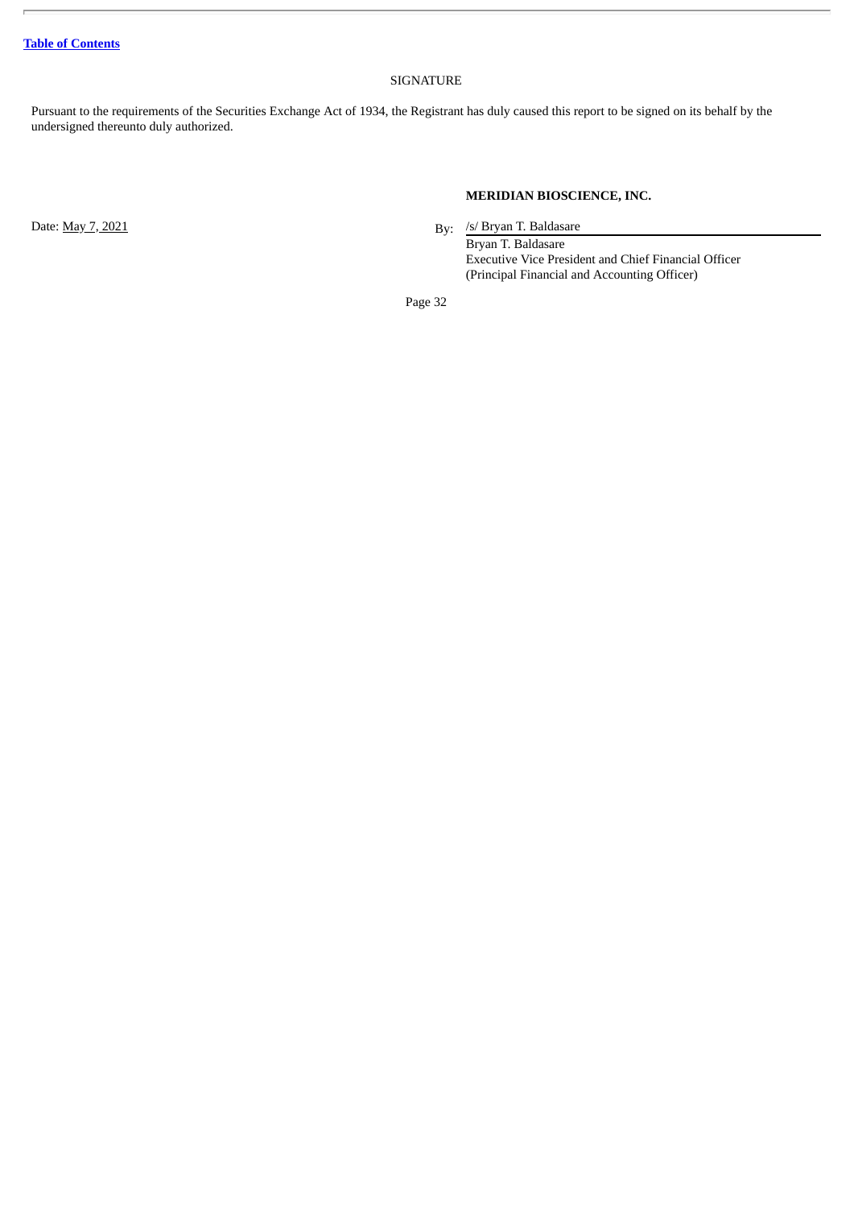[Table of Contents]

SIGNATURE

Pursuant to the requirements of the Securities Exchange Act of 1934, the Registrant has duly caused this report to be signed on its behalf by the undersigned thereunto duly authorized.

**MERIDIAN BIOSCIENCE, INC.**

Date: May 7, 2021

By: /s/ Bryan T. Baldasare
Bryan T. Baldasare
Executive Vice President and Chief Financial Officer
(Principal Financial and Accounting Officer)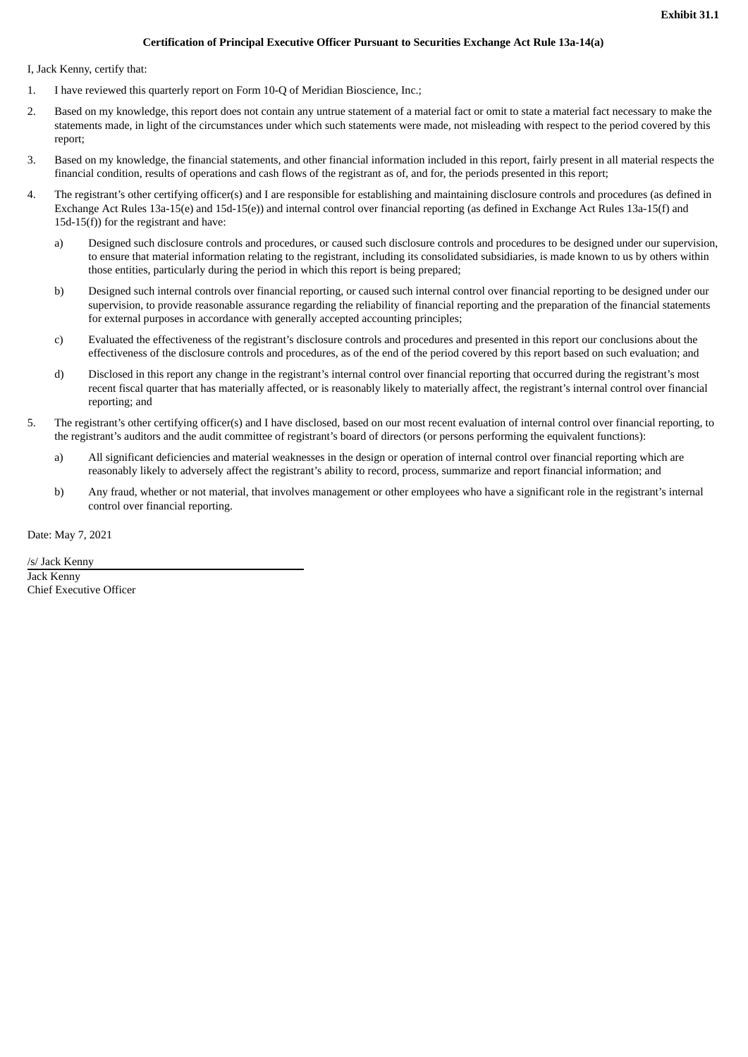**Exhibit 31.1**

**Certification of Principal Executive Officer Pursuant to Securities Exchange Act Rule 13a-14(a)**

I, Jack Kenny, certify that:

1. I have reviewed this quarterly report on Form 10-Q of Meridian Bioscience, Inc.;

2. Based on my knowledge, this report does not contain any untrue statement of a material fact or omit to state a material fact necessary to make the statements made, in light of the circumstances under which such statements were made, not misleading with respect to the period covered by this report;

3. Based on my knowledge, the financial statements, and other financial information included in this report, fairly present in all material respects the financial condition, results of operations and cash flows of the registrant as of, and for, the periods presented in this report;

4. The registrant's other certifying officer(s) and I are responsible for establishing and maintaining disclosure controls and procedures (as defined in Exchange Act Rules 13a-15(e) and 15d-15(e)) and internal control over financial reporting (as defined in Exchange Act Rules 13a-15(f) and 15d-15(f)) for the registrant and have:

   a) Designed such disclosure controls and procedures, or caused such disclosure controls and procedures to be designed under our supervision, to ensure that material information relating to the registrant, including its consolidated subsidiaries, is made known to us by others within those entities, particularly during the period in which this report is being prepared;

   b) Designed such internal controls over financial reporting, or caused such internal control over financial reporting to be designed under our supervision, to provide reasonable assurance regarding the reliability of financial reporting and the preparation of the financial statements for external purposes in accordance with generally accepted accounting principles;

   c) Evaluated the effectiveness of the registrant's disclosure controls and procedures and presented in this report our conclusions about the effectiveness of the disclosure controls and procedures, as of the end of the period covered by this report based on such evaluation; and

   d) Disclosed in this report any change in the registrant's internal control over financial reporting that occurred during the registrant's most recent fiscal quarter that has materially affected, or is reasonably likely to materially affect, the registrant's internal control over financial reporting; and

5. The registrant's other certifying officer(s) and I have disclosed, based on our most recent evaluation of internal control over financial reporting, to the registrant's auditors and the audit committee of registrant's board of directors (or persons performing the equivalent functions):

   a) All significant deficiencies and material weaknesses in the design or operation of internal control over financial reporting which are reasonably likely to adversely affect the registrant's ability to record, process, summarize and report financial information; and

   b) Any fraud, whether or not material, that involves management or other employees who have a significant role in the registrant's internal control over financial reporting.

Date: May 7, 2021

/s/ Jack Kenny
Jack Kenny
Chief Executive Officer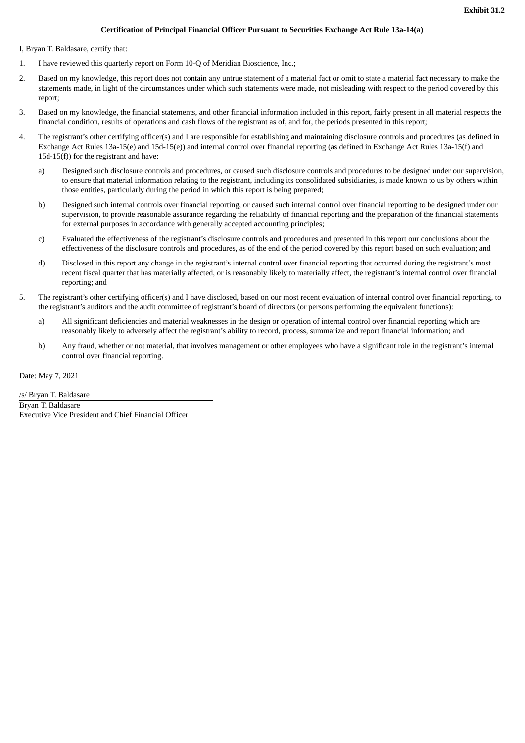**Exhibit 31.2**

**Certification of Principal Financial Officer Pursuant to Securities Exchange Act Rule 13a-14(a)**

I, Bryan T. Baldasare, certify that:

1. I have reviewed this quarterly report on Form 10-Q of Meridian Bioscience, Inc.;

2. Based on my knowledge, this report does not contain any untrue statement of a material fact or omit to state a material fact necessary to make the statements made, in light of the circumstances under which such statements were made, not misleading with respect to the period covered by this report;

3. Based on my knowledge, the financial statements, and other financial information included in this report, fairly present in all material respects the financial condition, results of operations and cash flows of the registrant as of, and for, the periods presented in this report;

4. The registrant's other certifying officer(s) and I are responsible for establishing and maintaining disclosure controls and procedures (as defined in Exchange Act Rules 13a-15(e) and 15d-15(e)) and internal control over financial reporting (as defined in Exchange Act Rules 13a-15(f) and 15d-15(f)) for the registrant and have:

   a) Designed such disclosure controls and procedures, or caused such disclosure controls and procedures to be designed under our supervision, to ensure that material information relating to the registrant, including its consolidated subsidiaries, is made known to us by others within those entities, particularly during the period in which this report is being prepared;

   b) Designed such internal controls over financial reporting, or caused such internal control over financial reporting to be designed under our supervision, to provide reasonable assurance regarding the reliability of financial reporting and the preparation of the financial statements for external purposes in accordance with generally accepted accounting principles;

   c) Evaluated the effectiveness of the registrant's disclosure controls and procedures and presented in this report our conclusions about the effectiveness of the disclosure controls and procedures, as of the end of the period covered by this report based on such evaluation; and

   d) Disclosed in this report any change in the registrant's internal control over financial reporting that occurred during the registrant's most recent fiscal quarter that has materially affected, or is reasonably likely to materially affect, the registrant's internal control over financial reporting; and

5. The registrant's other certifying officer(s) and I have disclosed, based on our most recent evaluation of internal control over financial reporting, to the registrant's auditors and the audit committee of registrant's board of directors (or persons performing the equivalent functions):

   a) All significant deficiencies and material weaknesses in the design or operation of internal control over financial reporting which are reasonably likely to adversely affect the registrant's ability to record, process, summarize and report financial information; and

   b) Any fraud, whether or not material, that involves management or other employees who have a significant role in the registrant's internal control over financial reporting.

Date: May 7, 2021

/s/ Bryan T. Baldasare

Bryan T. Baldasare
Executive Vice President and Chief Financial Officer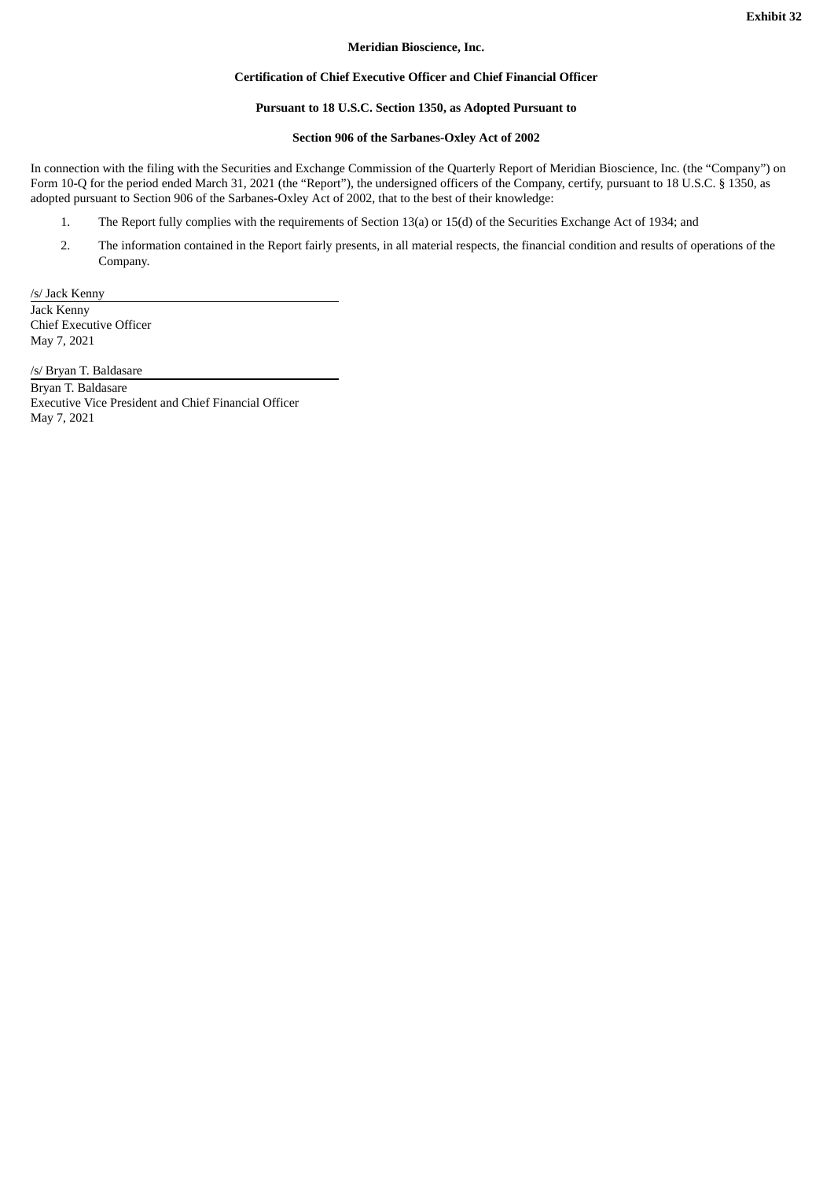**Exhibit 32**

**Meridian Bioscience, Inc.**

**Certification of Chief Executive Officer and Chief Financial Officer**

**Pursuant to 18 U.S.C. Section 1350, as Adopted Pursuant to**

**Section 906 of the Sarbanes-Oxley Act of 2002**

In connection with the filing with the Securities and Exchange Commission of the Quarterly Report of Meridian Bioscience, Inc. (the "Company") on Form 10-Q for the period ended March 31, 2021 (the "Report"), the undersigned officers of the Company, certify, pursuant to 18 U.S.C. § 1350, as adopted pursuant to Section 906 of the Sarbanes-Oxley Act of 2002, that to the best of their knowledge:

1. The Report fully complies with the requirements of Section 13(a) or 15(d) of the Securities Exchange Act of 1934; and
2. The information contained in the Report fairly presents, in all material respects, the financial condition and results of operations of the Company.

/s/ Jack Kenny

Jack Kenny
Chief Executive Officer
May 7, 2021

/s/ Bryan T. Baldasare

Bryan T. Baldasare
Executive Vice President and Chief Financial Officer
May 7, 2021